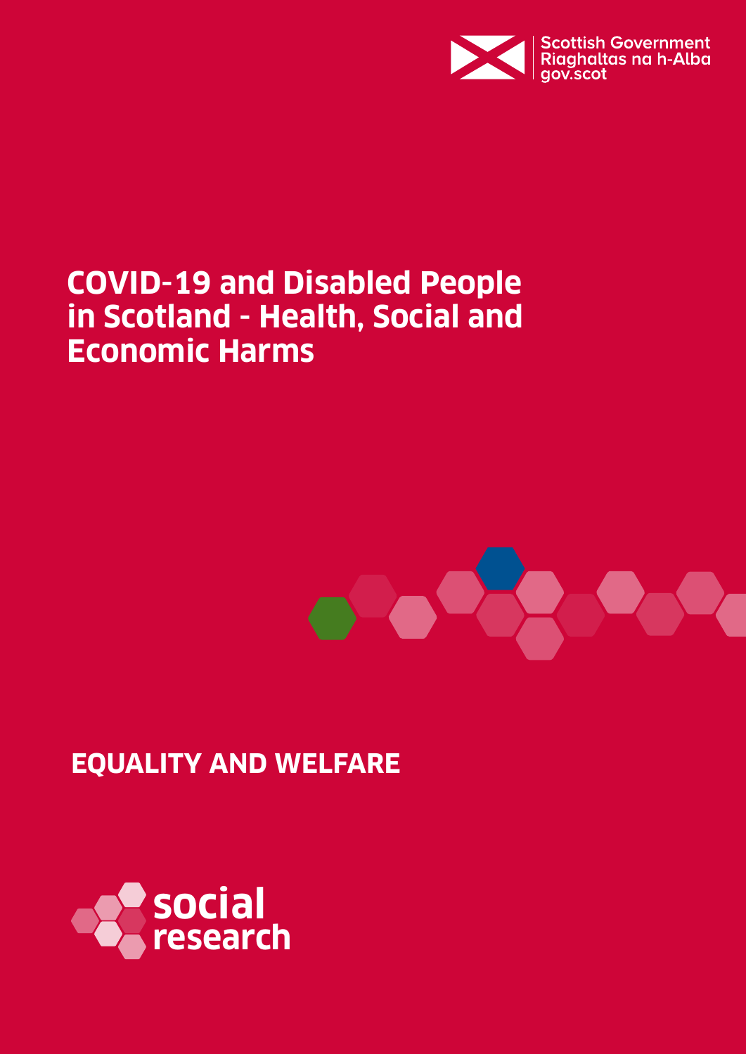Scottish Government
Riaghaltas na h-Alba
gov.scot

# COVID-19 and Disabled People in Scotland - Health, Social and Economic Harms

## EQUALITY AND WELFARE

social research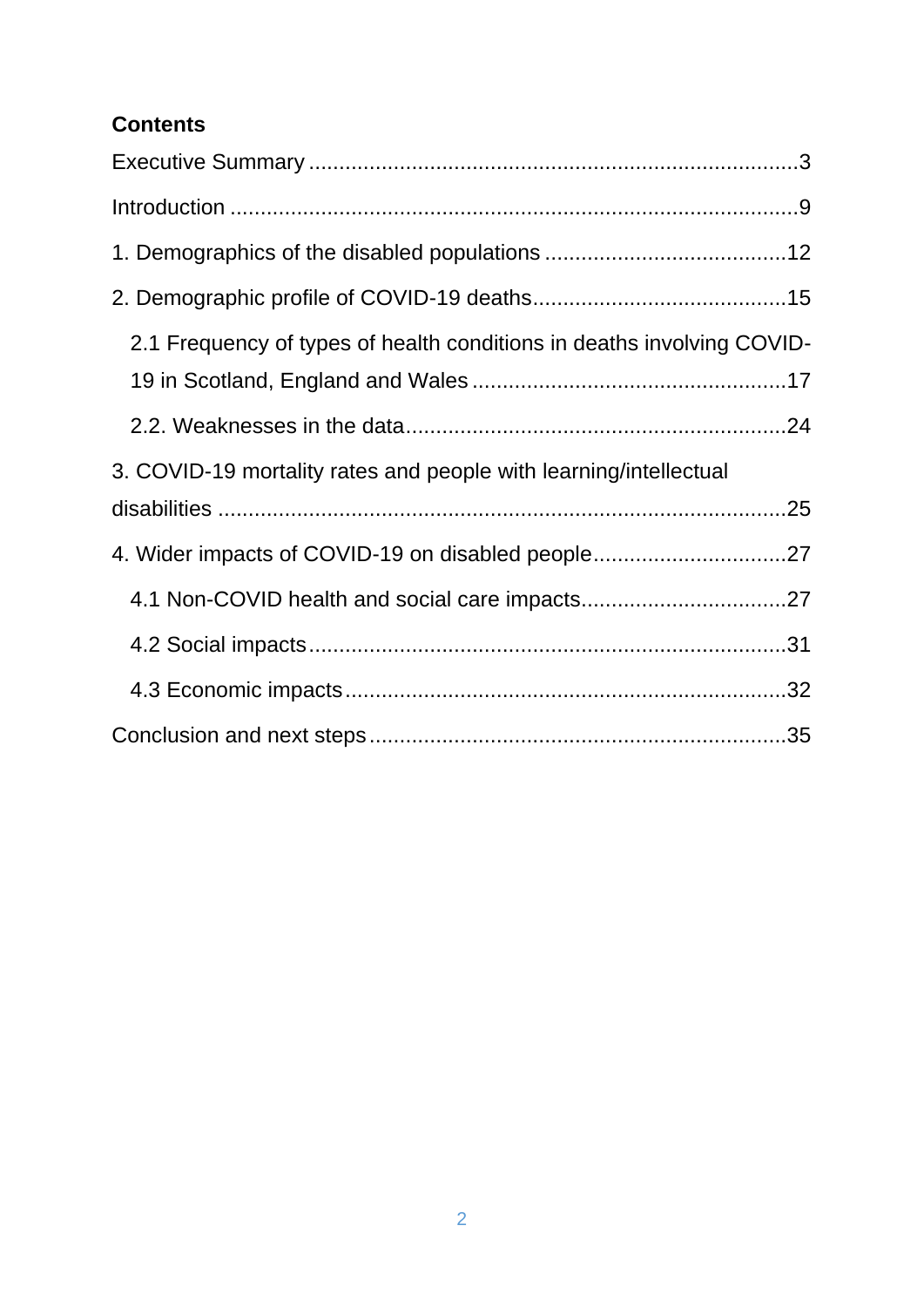**Contents**

Executive Summary ................................................................................3

Introduction ............................................................................................9

1. Demographics of the disabled populations ........................................12

2. Demographic profile of COVID-19 deaths..........................................15

   2.1 Frequency of types of health conditions in deaths involving COVID-19 in Scotland, England and Wales ....................................................17

   2.2. Weaknesses in the data...............................................................24

3. COVID-19 mortality rates and people with learning/intellectual disabilities ..............................................................................................25

4. Wider impacts of COVID-19 on disabled people................................27

   4.1 Non-COVID health and social care impacts..................................27

   4.2 Social impacts...............................................................................31

   4.3 Economic impacts.........................................................................32

Conclusion and next steps.....................................................................35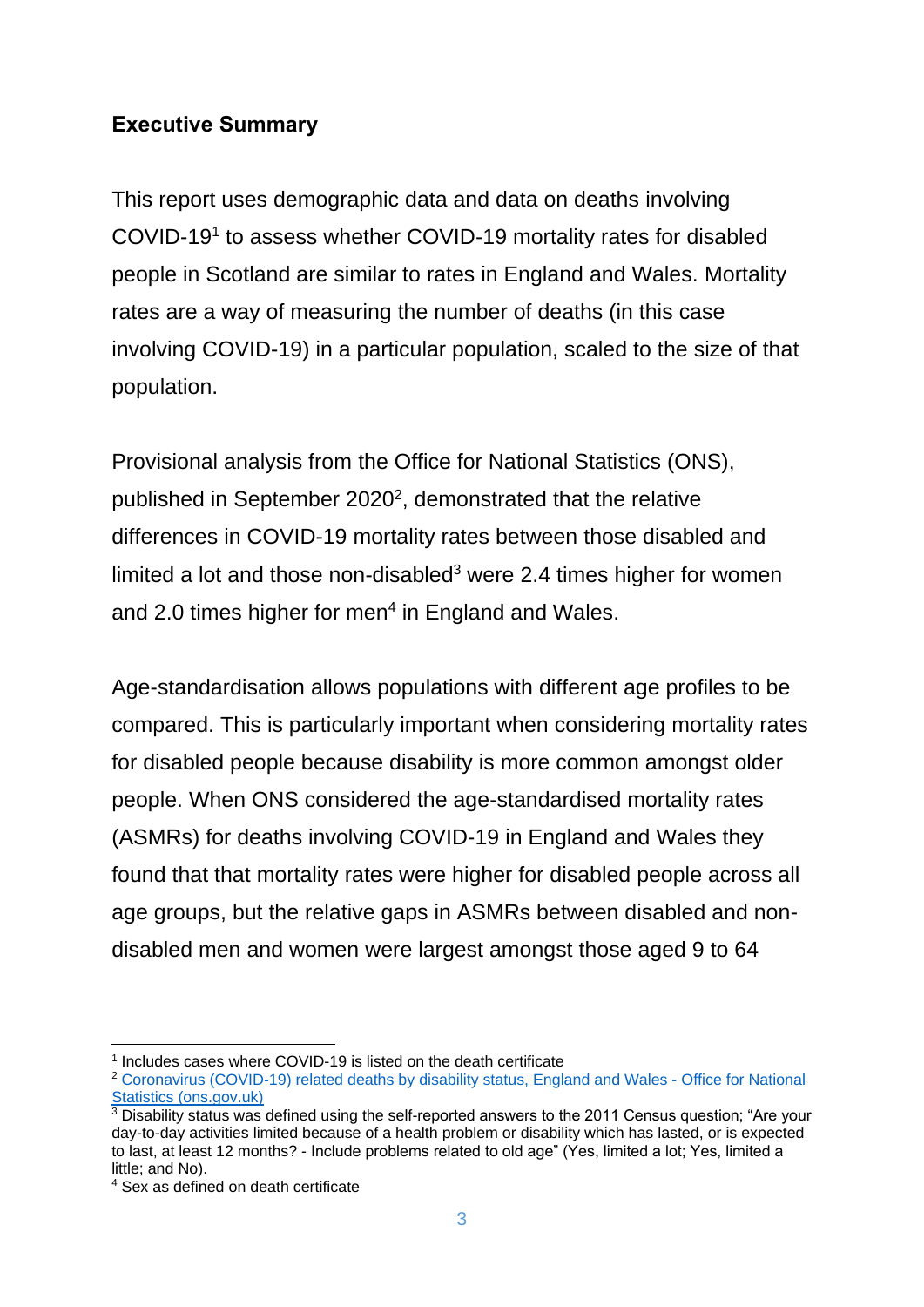**Executive Summary**

This report uses demographic data and data on deaths involving COVID-19[1] to assess whether COVID-19 mortality rates for disabled people in Scotland are similar to rates in England and Wales. Mortality rates are a way of measuring the number of deaths (in this case involving COVID-19) in a particular population, scaled to the size of that population.

Provisional analysis from the Office for National Statistics (ONS), published in September 2020[2], demonstrated that the relative differences in COVID-19 mortality rates between those disabled and limited a lot and those non-disabled[3] were 2.4 times higher for women and 2.0 times higher for men[4] in England and Wales.

Age-standardisation allows populations with different age profiles to be compared. This is particularly important when considering mortality rates for disabled people because disability is more common amongst older people. When ONS considered the age-standardised mortality rates (ASMRs) for deaths involving COVID-19 in England and Wales they found that that mortality rates were higher for disabled people across all age groups, but the relative gaps in ASMRs between disabled and non-disabled men and women were largest amongst those aged 9 to 64

---

[1] Includes cases where COVID-19 is listed on the death certificate

[2] [Coronavirus (COVID-19) related deaths by disability status, England and Wales - Office for National Statistics (ons.gov.uk)](https://www.ons.gov.uk)

[3] Disability status was defined using the self-reported answers to the 2011 Census question; "Are your day-to-day activities limited because of a health problem or disability which has lasted, or is expected to last, at least 12 months? - Include problems related to old age" (Yes, limited a lot; Yes, limited a little; and No).

[4] Sex as defined on death certificate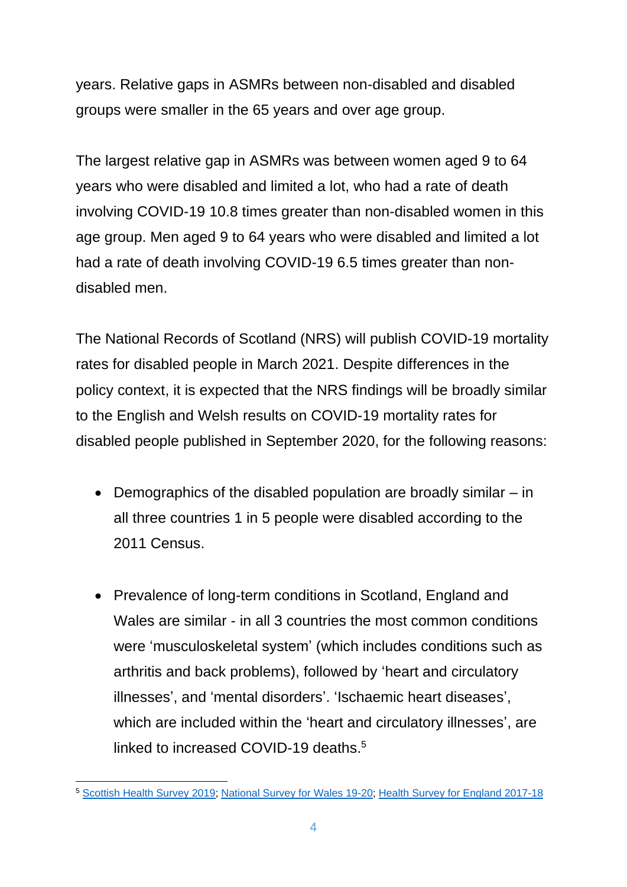years. Relative gaps in ASMRs between non-disabled and disabled groups were smaller in the 65 years and over age group.

The largest relative gap in ASMRs was between women aged 9 to 64 years who were disabled and limited a lot, who had a rate of death involving COVID-19 10.8 times greater than non-disabled women in this age group. Men aged 9 to 64 years who were disabled and limited a lot had a rate of death involving COVID-19 6.5 times greater than non-disabled men.

The National Records of Scotland (NRS) will publish COVID-19 mortality rates for disabled people in March 2021. Despite differences in the policy context, it is expected that the NRS findings will be broadly similar to the English and Welsh results on COVID-19 mortality rates for disabled people published in September 2020, for the following reasons:

- Demographics of the disabled population are broadly similar – in all three countries 1 in 5 people were disabled according to the 2011 Census.

- Prevalence of long-term conditions in Scotland, England and Wales are similar - in all 3 countries the most common conditions were 'musculoskeletal system' (which includes conditions such as arthritis and back problems), followed by 'heart and circulatory illnesses', and 'mental disorders'. 'Ischaemic heart diseases', which are included within the 'heart and circulatory illnesses', are linked to increased COVID-19 deaths.[5]

---

[5] Scottish Health Survey 2019; National Survey for Wales 19-20; Health Survey for England 2017-18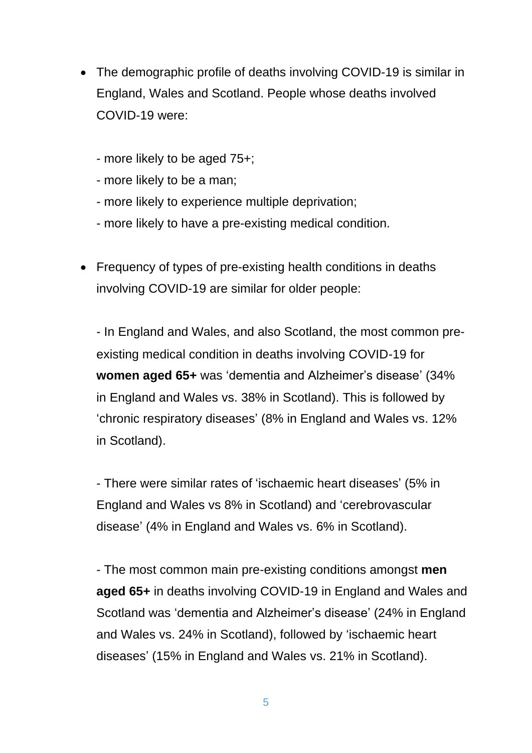- The demographic profile of deaths involving COVID-19 is similar in England, Wales and Scotland. People whose deaths involved COVID-19 were:

  - more likely to be aged 75+;
  - more likely to be a man;
  - more likely to experience multiple deprivation;
  - more likely to have a pre-existing medical condition.

- Frequency of types of pre-existing health conditions in deaths involving COVID-19 are similar for older people:

  - In England and Wales, and also Scotland, the most common pre-existing medical condition in deaths involving COVID-19 for **women aged 65+** was 'dementia and Alzheimer's disease' (34% in England and Wales vs. 38% in Scotland). This is followed by 'chronic respiratory diseases' (8% in England and Wales vs. 12% in Scotland).

  - There were similar rates of 'ischaemic heart diseases' (5% in England and Wales vs 8% in Scotland) and 'cerebrovascular disease' (4% in England and Wales vs. 6% in Scotland).

  - The most common main pre-existing conditions amongst **men aged 65+** in deaths involving COVID-19 in England and Wales and Scotland was 'dementia and Alzheimer's disease' (24% in England and Wales vs. 24% in Scotland), followed by 'ischaemic heart diseases' (15% in England and Wales vs. 21% in Scotland).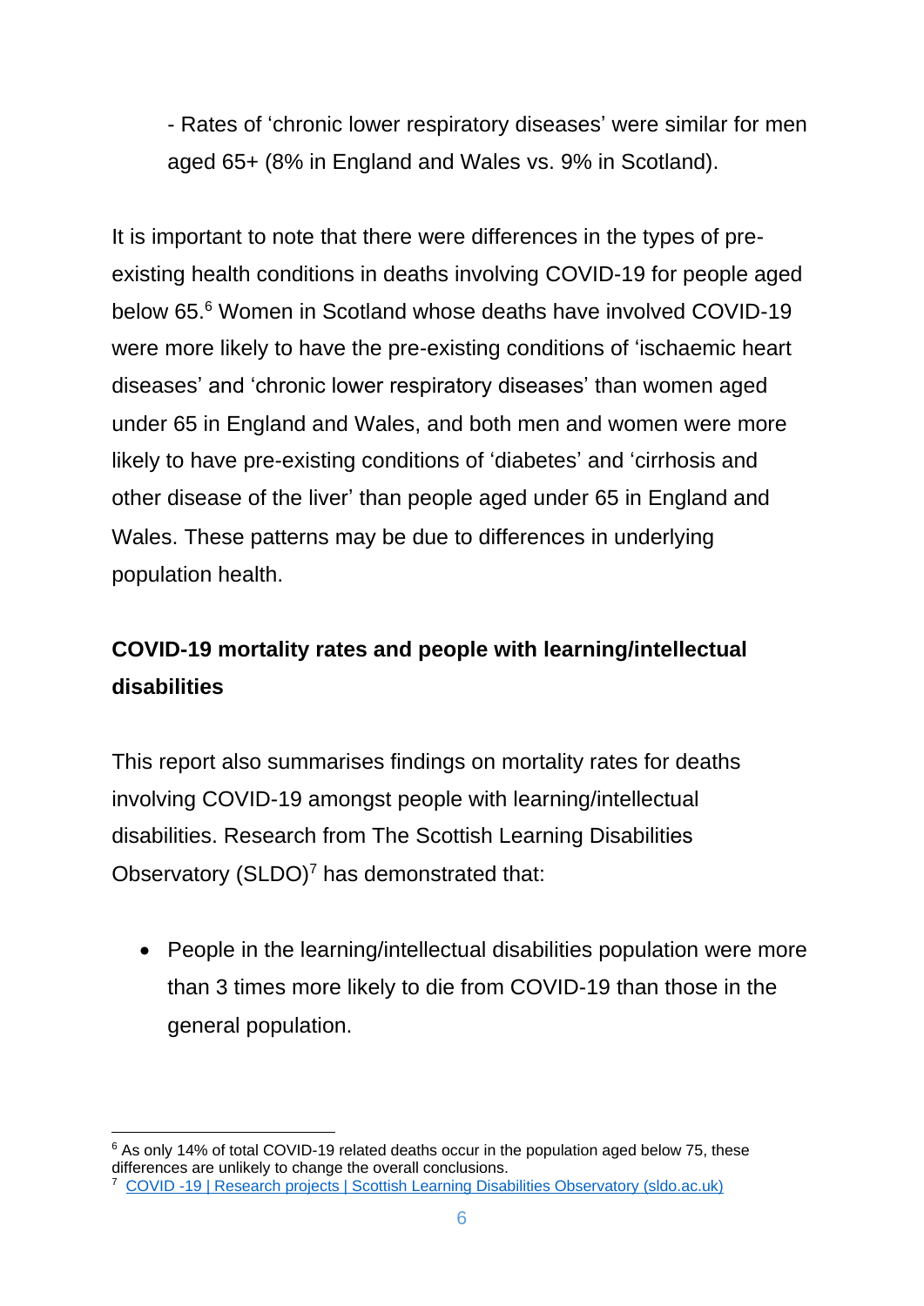- Rates of 'chronic lower respiratory diseases' were similar for men aged 65+ (8% in England and Wales vs. 9% in Scotland).

It is important to note that there were differences in the types of pre-existing health conditions in deaths involving COVID-19 for people aged below 65.[6] Women in Scotland whose deaths have involved COVID-19 were more likely to have the pre-existing conditions of 'ischaemic heart diseases' and 'chronic lower respiratory diseases' than women aged under 65 in England and Wales, and both men and women were more likely to have pre-existing conditions of 'diabetes' and 'cirrhosis and other disease of the liver' than people aged under 65 in England and Wales. These patterns may be due to differences in underlying population health.

**COVID-19 mortality rates and people with learning/intellectual disabilities**

This report also summarises findings on mortality rates for deaths involving COVID-19 amongst people with learning/intellectual disabilities. Research from The Scottish Learning Disabilities Observatory (SLDO)[7] has demonstrated that:

- People in the learning/intellectual disabilities population were more than 3 times more likely to die from COVID-19 than those in the general population.

---

[6] As only 14% of total COVID-19 related deaths occur in the population aged below 75, these differences are unlikely to change the overall conclusions.

[7] COVID -19 | Research projects | Scottish Learning Disabilities Observatory (sldo.ac.uk)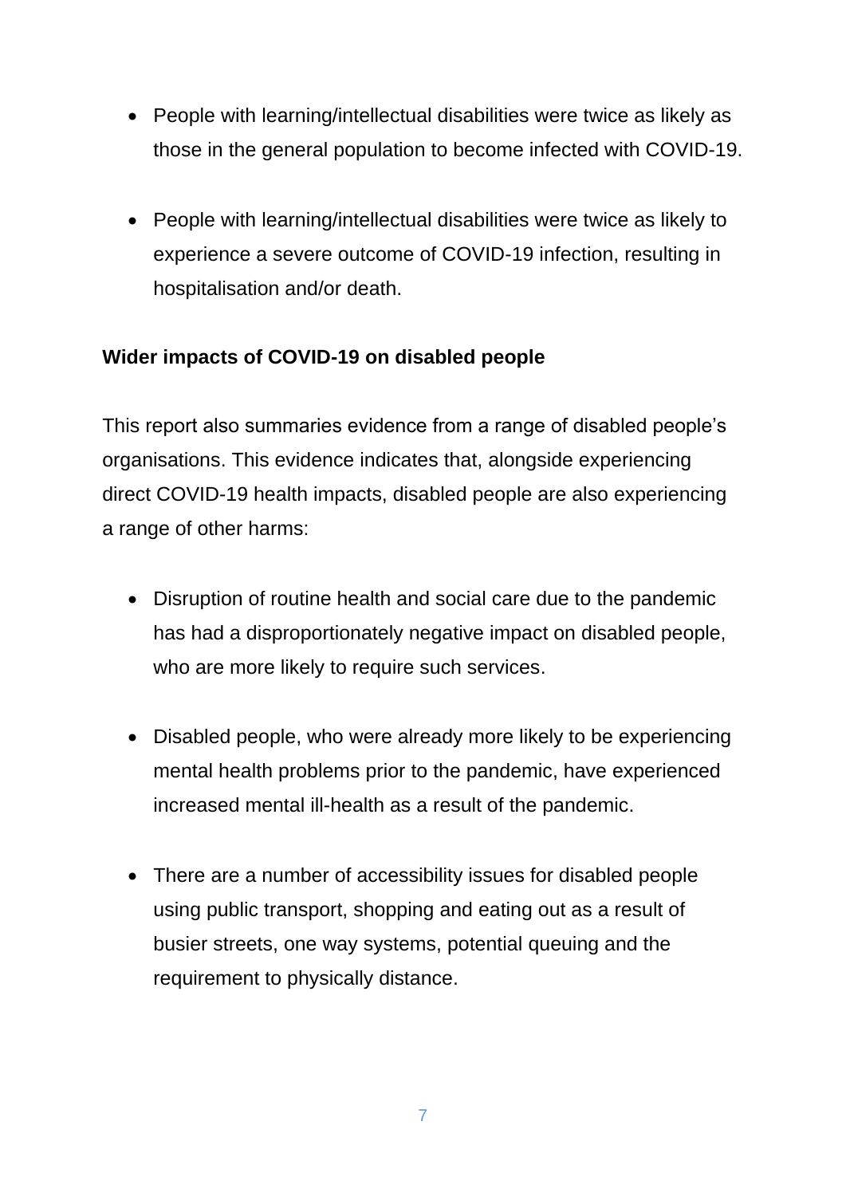- People with learning/intellectual disabilities were twice as likely as those in the general population to become infected with COVID-19.

- People with learning/intellectual disabilities were twice as likely to experience a severe outcome of COVID-19 infection, resulting in hospitalisation and/or death.

**Wider impacts of COVID-19 on disabled people**

This report also summaries evidence from a range of disabled people's organisations. This evidence indicates that, alongside experiencing direct COVID-19 health impacts, disabled people are also experiencing a range of other harms:

- Disruption of routine health and social care due to the pandemic has had a disproportionately negative impact on disabled people, who are more likely to require such services.

- Disabled people, who were already more likely to be experiencing mental health problems prior to the pandemic, have experienced increased mental ill-health as a result of the pandemic.

- There are a number of accessibility issues for disabled people using public transport, shopping and eating out as a result of busier streets, one way systems, potential queuing and the requirement to physically distance.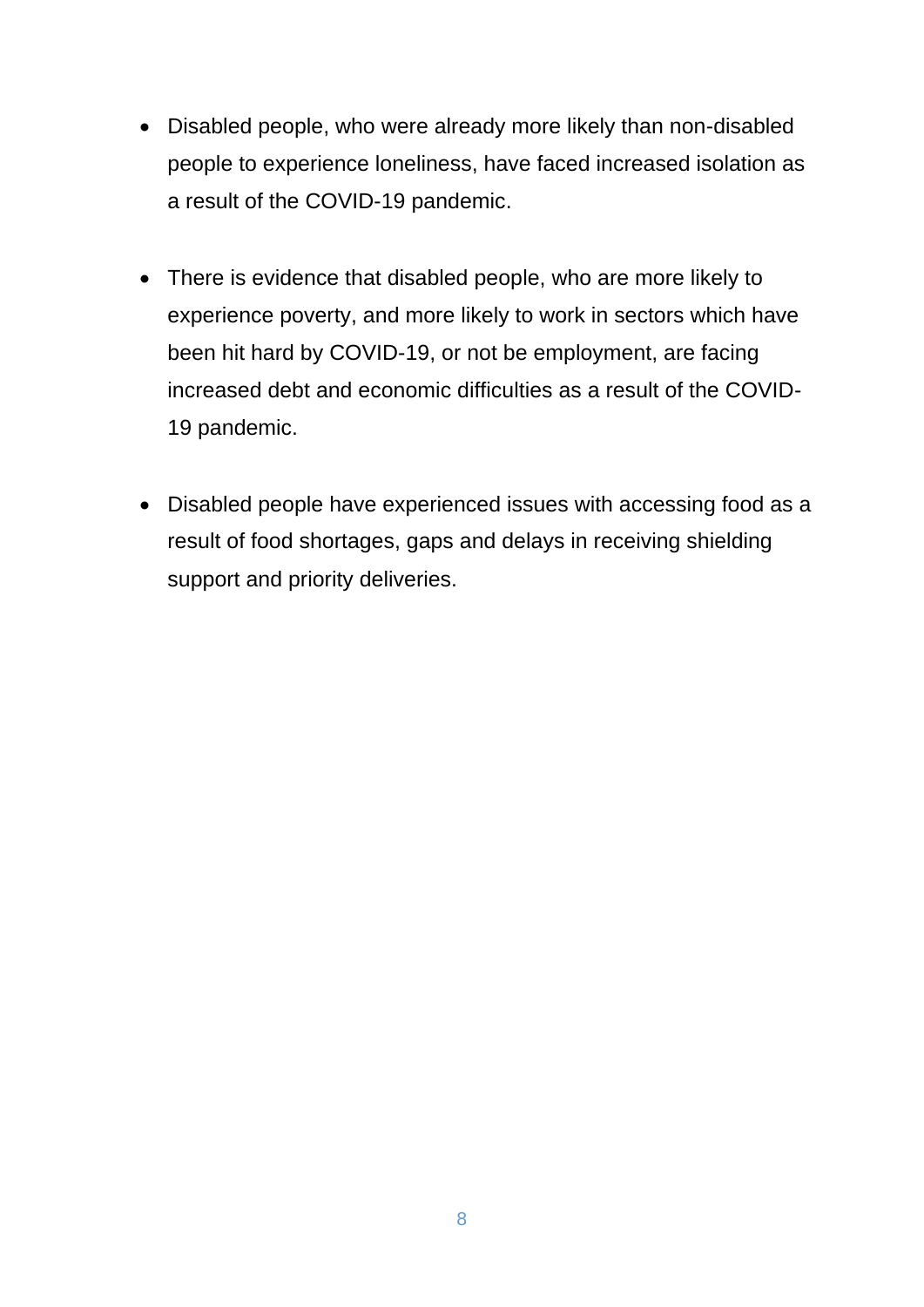- Disabled people, who were already more likely than non-disabled people to experience loneliness, have faced increased isolation as a result of the COVID-19 pandemic.

- There is evidence that disabled people, who are more likely to experience poverty, and more likely to work in sectors which have been hit hard by COVID-19, or not be employment, are facing increased debt and economic difficulties as a result of the COVID-19 pandemic.

- Disabled people have experienced issues with accessing food as a result of food shortages, gaps and delays in receiving shielding support and priority deliveries.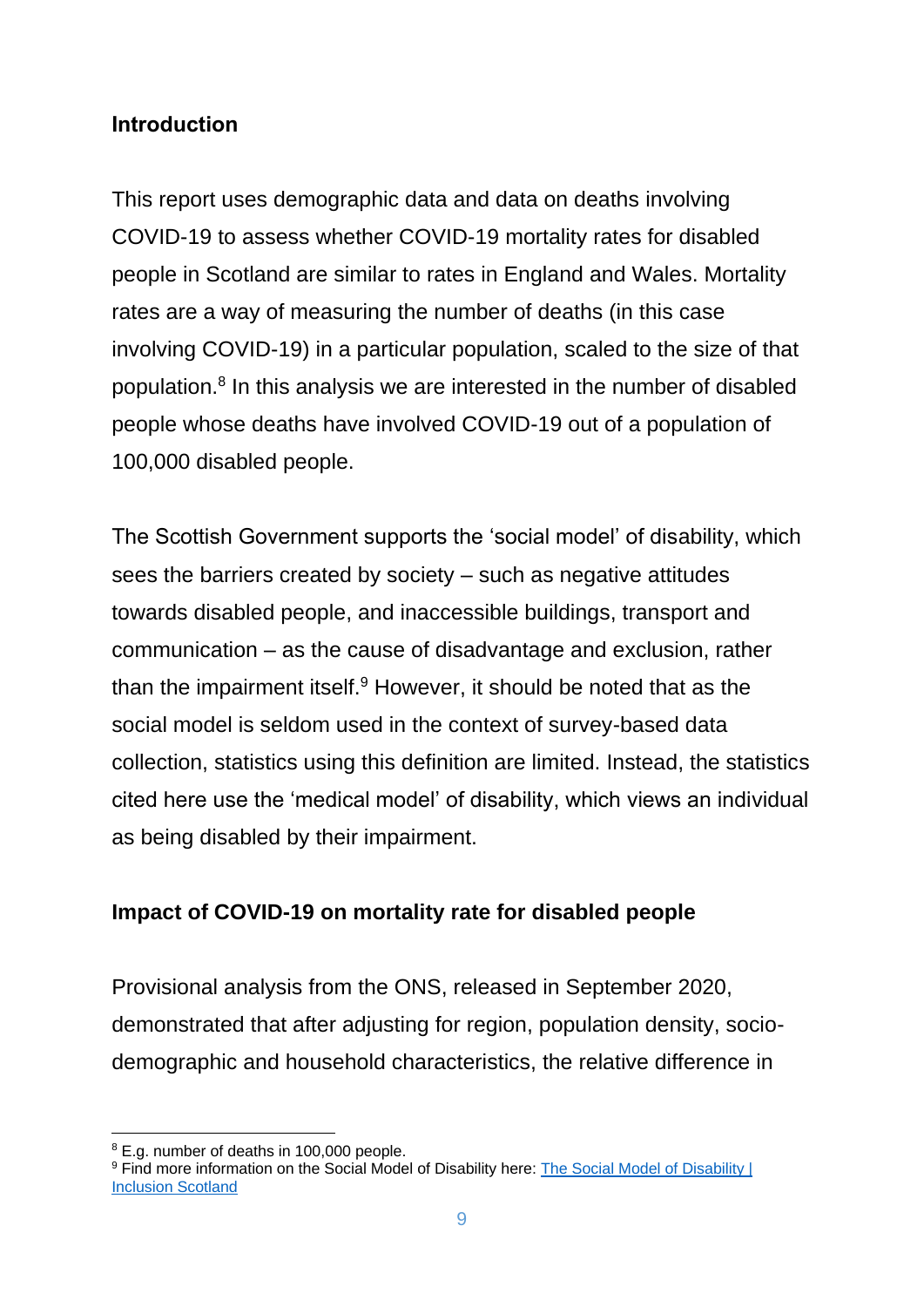## Introduction

This report uses demographic data and data on deaths involving COVID-19 to assess whether COVID-19 mortality rates for disabled people in Scotland are similar to rates in England and Wales. Mortality rates are a way of measuring the number of deaths (in this case involving COVID-19) in a particular population, scaled to the size of that population.[8] In this analysis we are interested in the number of disabled people whose deaths have involved COVID-19 out of a population of 100,000 disabled people.

The Scottish Government supports the 'social model' of disability, which sees the barriers created by society – such as negative attitudes towards disabled people, and inaccessible buildings, transport and communication – as the cause of disadvantage and exclusion, rather than the impairment itself.[9] However, it should be noted that as the social model is seldom used in the context of survey-based data collection, statistics using this definition are limited. Instead, the statistics cited here use the 'medical model' of disability, which views an individual as being disabled by their impairment.

## Impact of COVID-19 on mortality rate for disabled people

Provisional analysis from the ONS, released in September 2020, demonstrated that after adjusting for region, population density, socio-demographic and household characteristics, the relative difference in

---

[8] E.g. number of deaths in 100,000 people.

[9] Find more information on the Social Model of Disability here: [The Social Model of Disability | Inclusion Scotland]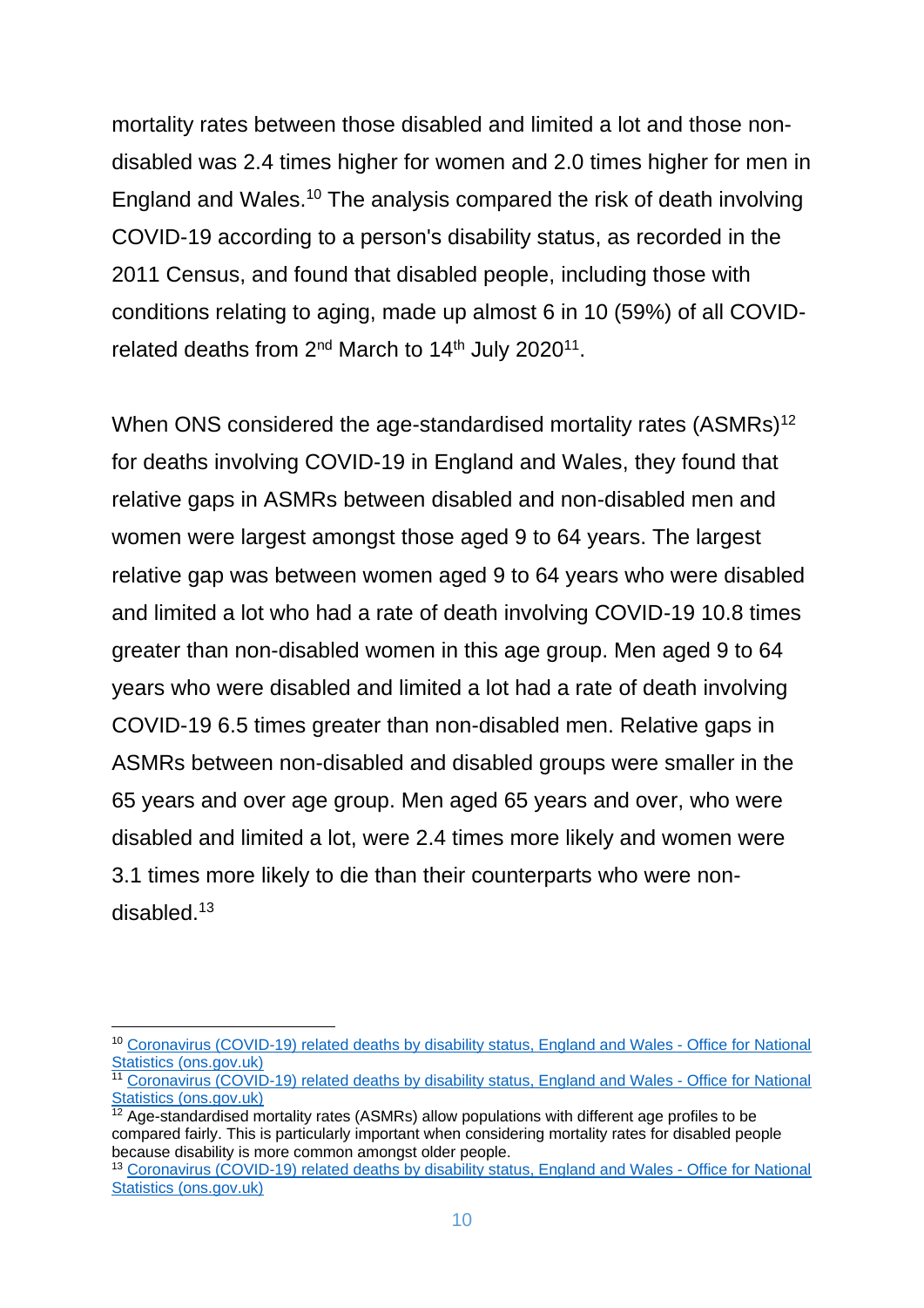mortality rates between those disabled and limited a lot and those non-disabled was 2.4 times higher for women and 2.0 times higher for men in England and Wales.[10] The analysis compared the risk of death involving COVID-19 according to a person's disability status, as recorded in the 2011 Census, and found that disabled people, including those with conditions relating to aging, made up almost 6 in 10 (59%) of all COVID-related deaths from 2nd March to 14th July 2020[11].

When ONS considered the age-standardised mortality rates (ASMRs)[12] for deaths involving COVID-19 in England and Wales, they found that relative gaps in ASMRs between disabled and non-disabled men and women were largest amongst those aged 9 to 64 years. The largest relative gap was between women aged 9 to 64 years who were disabled and limited a lot who had a rate of death involving COVID-19 10.8 times greater than non-disabled women in this age group. Men aged 9 to 64 years who were disabled and limited a lot had a rate of death involving COVID-19 6.5 times greater than non-disabled men. Relative gaps in ASMRs between non-disabled and disabled groups were smaller in the 65 years and over age group. Men aged 65 years and over, who were disabled and limited a lot, were 2.4 times more likely and women were 3.1 times more likely to die than their counterparts who were non-disabled.[13]

---

[10] Coronavirus (COVID-19) related deaths by disability status, England and Wales - Office for National Statistics (ons.gov.uk)

[11] Coronavirus (COVID-19) related deaths by disability status, England and Wales - Office for National Statistics (ons.gov.uk)

[12] Age-standardised mortality rates (ASMRs) allow populations with different age profiles to be compared fairly. This is particularly important when considering mortality rates for disabled people because disability is more common amongst older people.

[13] Coronavirus (COVID-19) related deaths by disability status, England and Wales - Office for National Statistics (ons.gov.uk)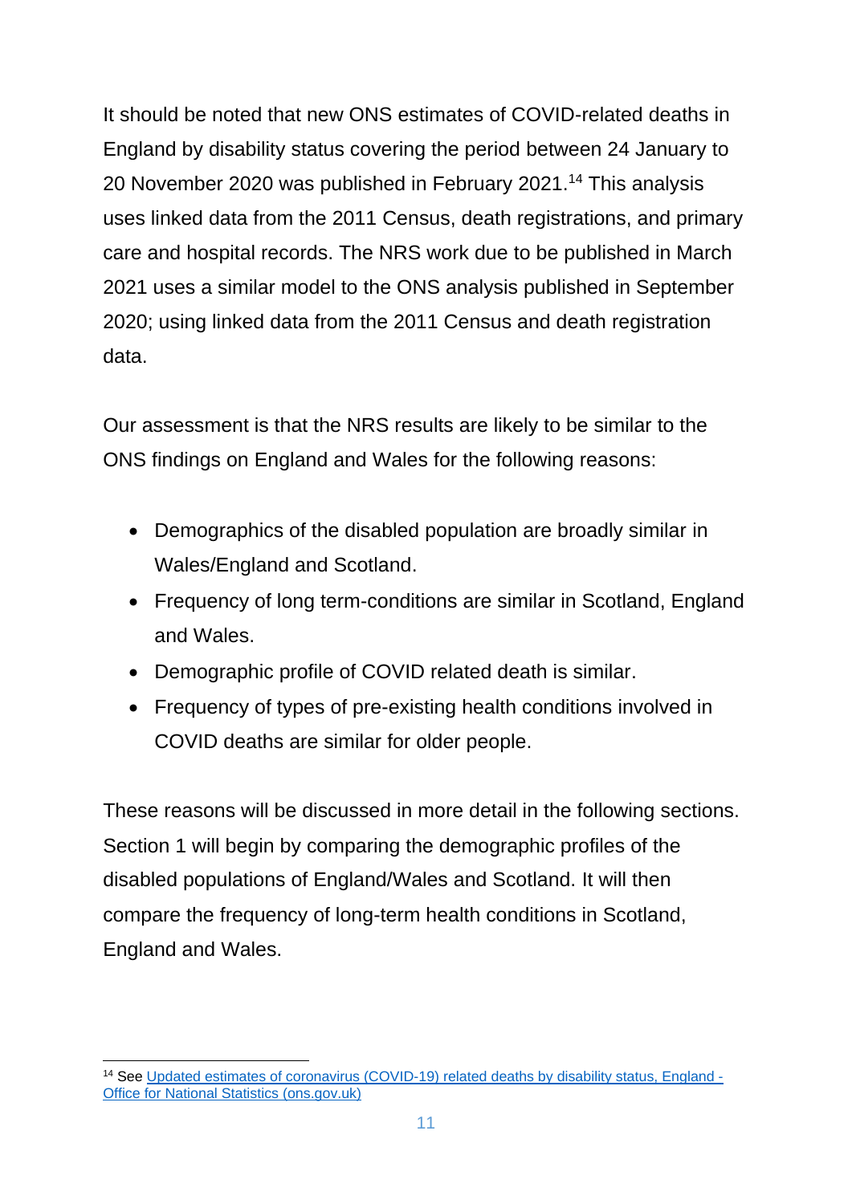It should be noted that new ONS estimates of COVID-related deaths in England by disability status covering the period between 24 January to 20 November 2020 was published in February 2021.[14] This analysis uses linked data from the 2011 Census, death registrations, and primary care and hospital records. The NRS work due to be published in March 2021 uses a similar model to the ONS analysis published in September 2020; using linked data from the 2011 Census and death registration data.

Our assessment is that the NRS results are likely to be similar to the ONS findings on England and Wales for the following reasons:

- Demographics of the disabled population are broadly similar in Wales/England and Scotland.
- Frequency of long term-conditions are similar in Scotland, England and Wales.
- Demographic profile of COVID related death is similar.
- Frequency of types of pre-existing health conditions involved in COVID deaths are similar for older people.

These reasons will be discussed in more detail in the following sections. Section 1 will begin by comparing the demographic profiles of the disabled populations of England/Wales and Scotland. It will then compare the frequency of long-term health conditions in Scotland, England and Wales.

---

[14] See [Updated estimates of coronavirus (COVID-19) related deaths by disability status, England - Office for National Statistics (ons.gov.uk)]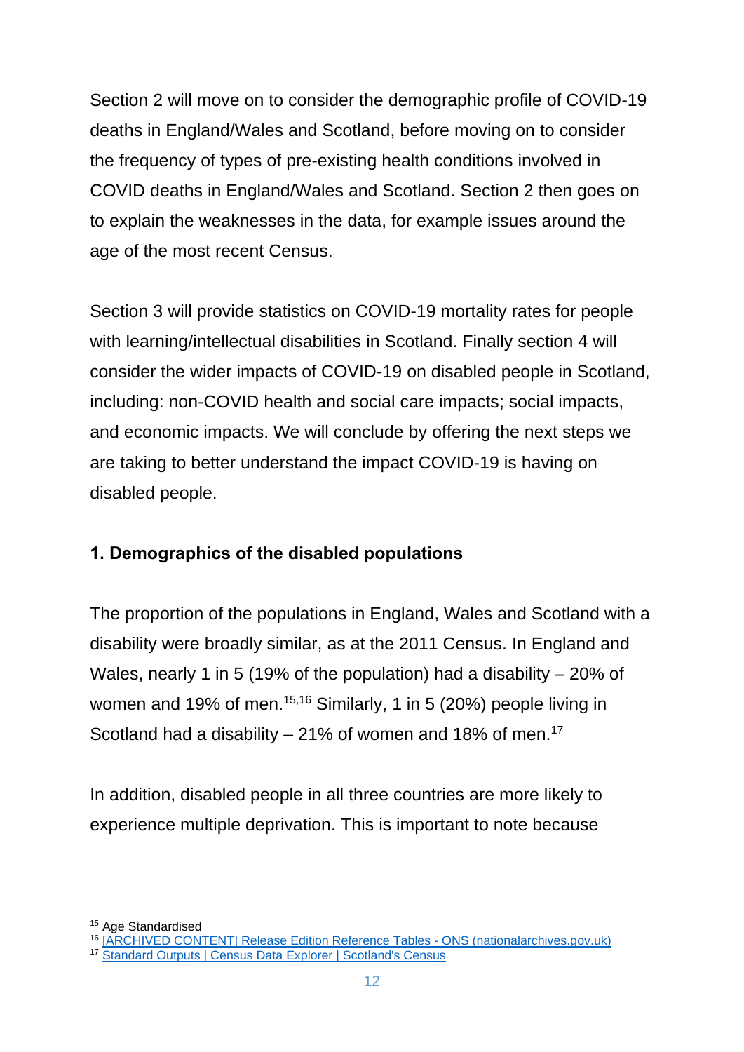Section 2 will move on to consider the demographic profile of COVID-19 deaths in England/Wales and Scotland, before moving on to consider the frequency of types of pre-existing health conditions involved in COVID deaths in England/Wales and Scotland. Section 2 then goes on to explain the weaknesses in the data, for example issues around the age of the most recent Census.

Section 3 will provide statistics on COVID-19 mortality rates for people with learning/intellectual disabilities in Scotland. Finally section 4 will consider the wider impacts of COVID-19 on disabled people in Scotland, including: non-COVID health and social care impacts; social impacts, and economic impacts. We will conclude by offering the next steps we are taking to better understand the impact COVID-19 is having on disabled people.

## 1. Demographics of the disabled populations

The proportion of the populations in England, Wales and Scotland with a disability were broadly similar, as at the 2011 Census. In England and Wales, nearly 1 in 5 (19% of the population) had a disability – 20% of women and 19% of men.[15,16] Similarly, 1 in 5 (20%) people living in Scotland had a disability – 21% of women and 18% of men.[17]

In addition, disabled people in all three countries are more likely to experience multiple deprivation. This is important to note because

---

[15] Age Standardised
[16] [ARCHIVED CONTENT] Release Edition Reference Tables - ONS (nationalarchives.gov.uk)
[17] Standard Outputs | Census Data Explorer | Scotland's Census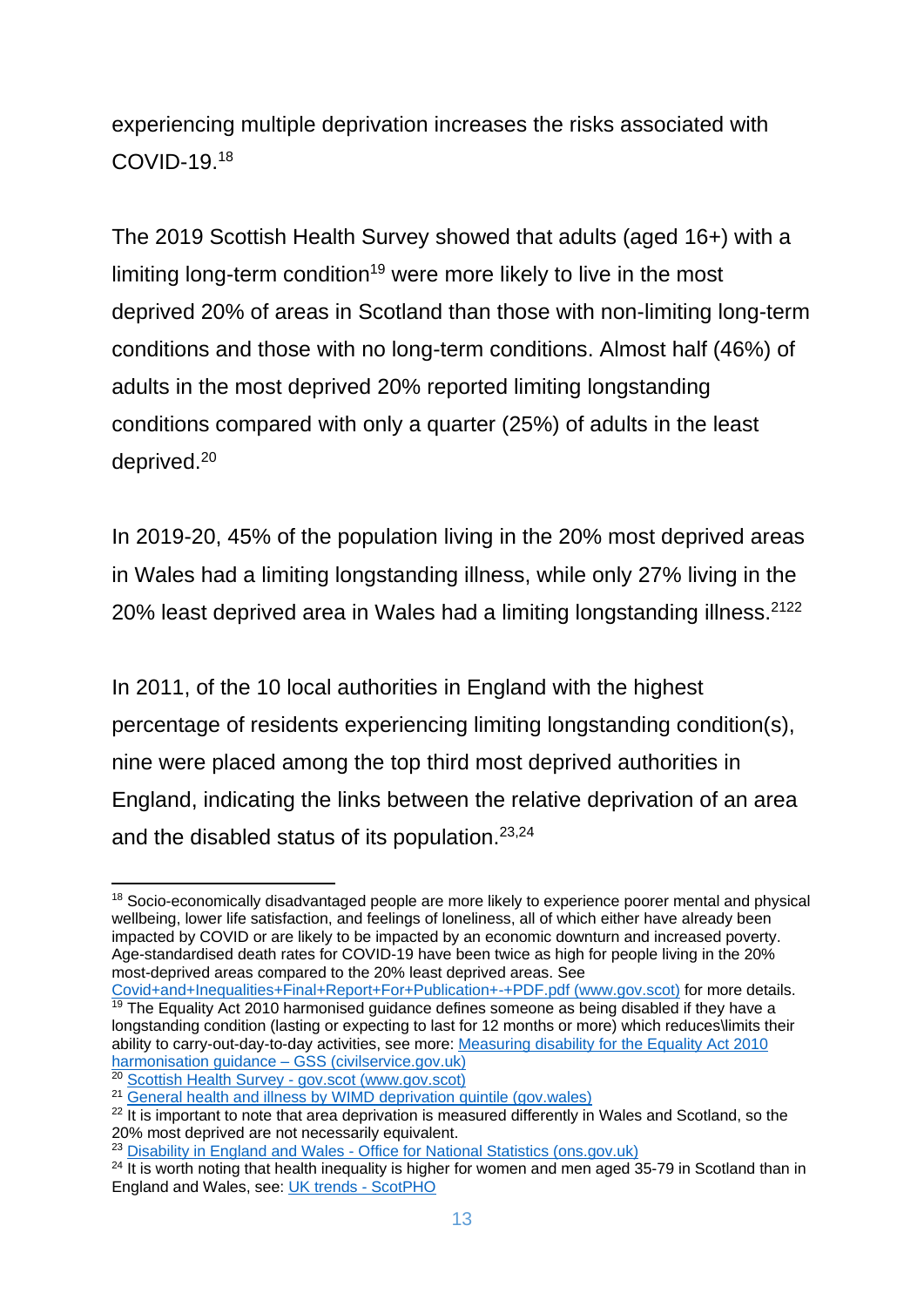experiencing multiple deprivation increases the risks associated with COVID-19.[18]

The 2019 Scottish Health Survey showed that adults (aged 16+) with a limiting long-term condition[19] were more likely to live in the most deprived 20% of areas in Scotland than those with non-limiting long-term conditions and those with no long-term conditions. Almost half (46%) of adults in the most deprived 20% reported limiting longstanding conditions compared with only a quarter (25%) of adults in the least deprived.[20]

In 2019-20, 45% of the population living in the 20% most deprived areas in Wales had a limiting longstanding illness, while only 27% living in the 20% least deprived area in Wales had a limiting longstanding illness.[21][22]

In 2011, of the 10 local authorities in England with the highest percentage of residents experiencing limiting longstanding condition(s), nine were placed among the top third most deprived authorities in England, indicating the links between the relative deprivation of an area and the disabled status of its population.[23,24]

---

[18] Socio-economically disadvantaged people are more likely to experience poorer mental and physical wellbeing, lower life satisfaction, and feelings of loneliness, all of which either have already been impacted by COVID or are likely to be impacted by an economic downturn and increased poverty. Age-standardised death rates for COVID-19 have been twice as high for people living in the 20% most-deprived areas compared to the 20% least deprived areas. See Covid+and+Inequalities+Final+Report+For+Publication+-+PDF.pdf (www.gov.scot) for more details.

[19] The Equality Act 2010 harmonised guidance defines someone as being disabled if they have a longstanding condition (lasting or expecting to last for 12 months or more) which reduces\limits their ability to carry-out-day-to-day activities, see more: Measuring disability for the Equality Act 2010 harmonisation guidance – GSS (civilservice.gov.uk)

[20] Scottish Health Survey - gov.scot (www.gov.scot)

[21] General health and illness by WIMD deprivation quintile (gov.wales)

[22] It is important to note that area deprivation is measured differently in Wales and Scotland, so the 20% most deprived are not necessarily equivalent.

[23] Disability in England and Wales - Office for National Statistics (ons.gov.uk)

[24] It is worth noting that health inequality is higher for women and men aged 35-79 in Scotland than in England and Wales, see: UK trends - ScotPHO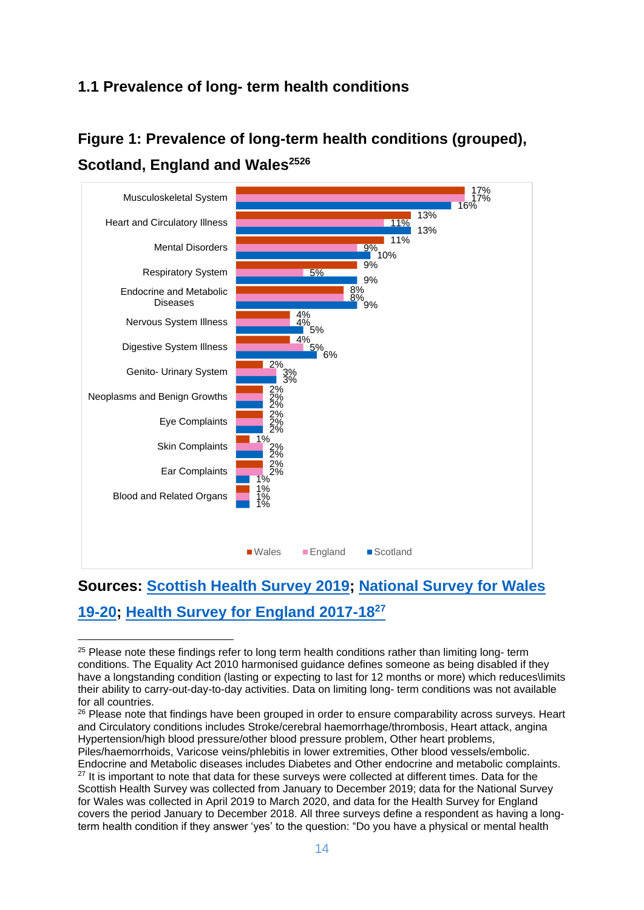## 1.1 Prevalence of long- term health conditions

### Figure 1: Prevalence of long-term health conditions (grouped), Scotland, England and Wales[25][26]

| Condition | Wales | England | Scotland |
|---|---|---|---|
| Musculoskeletal System | 17% | 17% | 16% |
| Heart and Circulatory Illness | 13% | 11% | 13% |
| Mental Disorders | 11% | 9% | 10% |
| Respiratory System | 9% | 5% | 9% |
| Endocrine and Metabolic Diseases | 8% | 8% | 9% |
| Nervous System Illness | 4% | 4% | 5% |
| Digestive System Illness | 4% | 5% | 6% |
| Genito- Urinary System | 2% | 3% | 3% |
| Neoplasms and Benign Growths | 2% | 2% | 2% |
| Eye Complaints | 2% | 2% | 2% |
| Skin Complaints | 1% | 2% | 2% |
| Ear Complaints | 2% | 2% | 1% |
| Blood and Related Organs | 1% | 1% | 1% |

**Sources: Scottish Health Survey 2019; National Survey for Wales 19-20; Health Survey for England 2017-18[27]**

---

[25] Please note these findings refer to long term health conditions rather than limiting long- term conditions. The Equality Act 2010 harmonised guidance defines someone as being disabled if they have a longstanding condition (lasting or expecting to last for 12 months or more) which reduces\limits their ability to carry-out-day-to-day activities. Data on limiting long- term conditions was not available for all countries.

[26] Please note that findings have been grouped in order to ensure comparability across surveys. Heart and Circulatory conditions includes Stroke/cerebral haemorrhage/thrombosis, Heart attack, angina Hypertension/high blood pressure/other blood pressure problem, Other heart problems, Piles/haemorrhoids, Varicose veins/phlebitis in lower extremities, Other blood vessels/embolic. Endocrine and Metabolic diseases includes Diabetes and Other endocrine and metabolic complaints.

[27] It is important to note that data for these surveys were collected at different times. Data for the Scottish Health Survey was collected from January to December 2019; data for the National Survey for Wales was collected in April 2019 to March 2020, and data for the Health Survey for England covers the period January to December 2018. All three surveys define a respondent as having a long-term health condition if they answer 'yes' to the question: "Do you have a physical or mental health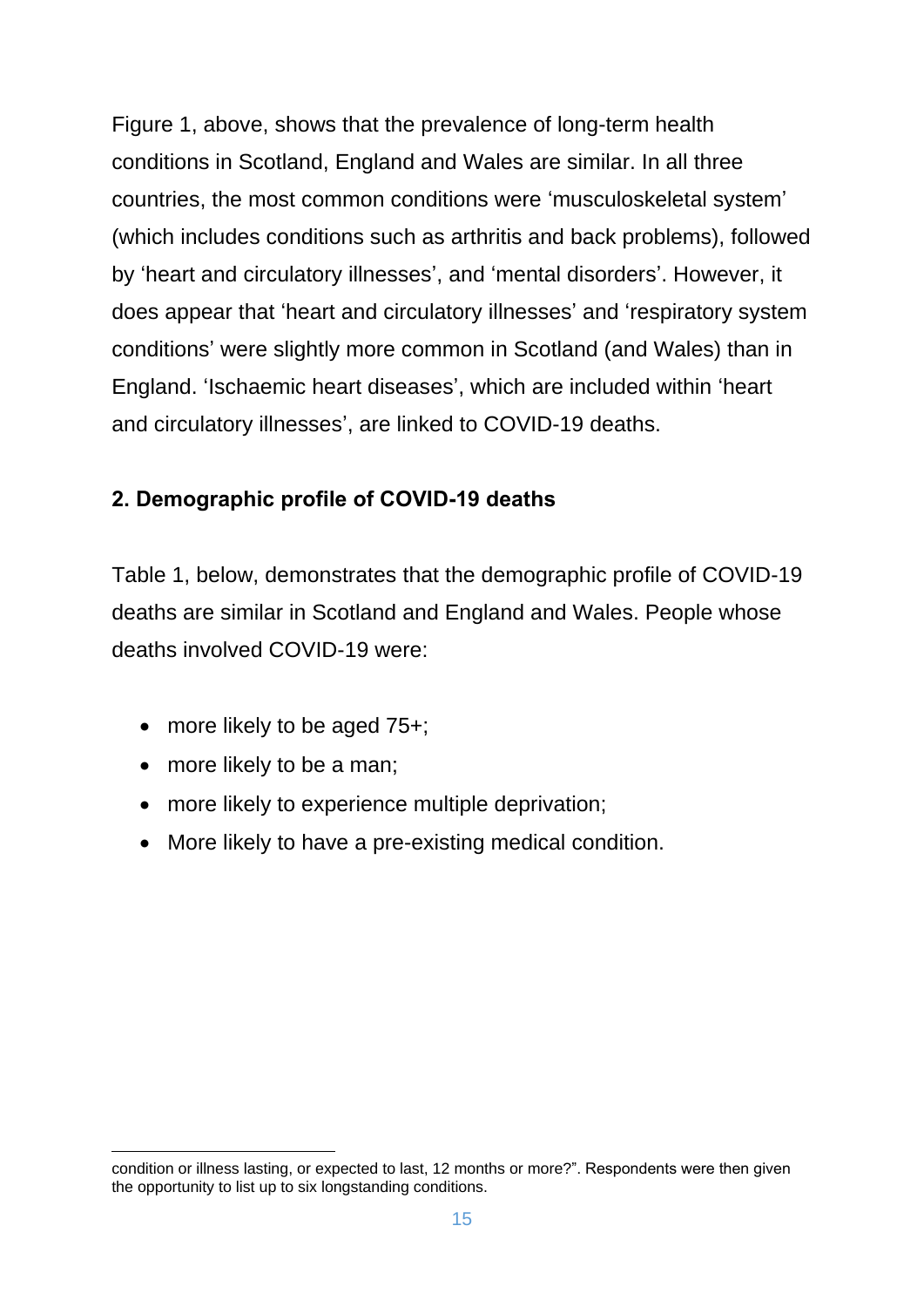Figure 1, above, shows that the prevalence of long-term health conditions in Scotland, England and Wales are similar. In all three countries, the most common conditions were 'musculoskeletal system' (which includes conditions such as arthritis and back problems), followed by 'heart and circulatory illnesses', and 'mental disorders'. However, it does appear that 'heart and circulatory illnesses' and 'respiratory system conditions' were slightly more common in Scotland (and Wales) than in England. 'Ischaemic heart diseases', which are included within 'heart and circulatory illnesses', are linked to COVID-19 deaths.

### 2. Demographic profile of COVID-19 deaths

Table 1, below, demonstrates that the demographic profile of COVID-19 deaths are similar in Scotland and England and Wales. People whose deaths involved COVID-19 were:

- more likely to be aged 75+;
- more likely to be a man;
- more likely to experience multiple deprivation;
- More likely to have a pre-existing medical condition.

---

condition or illness lasting, or expected to last, 12 months or more?". Respondents were then given the opportunity to list up to six longstanding conditions.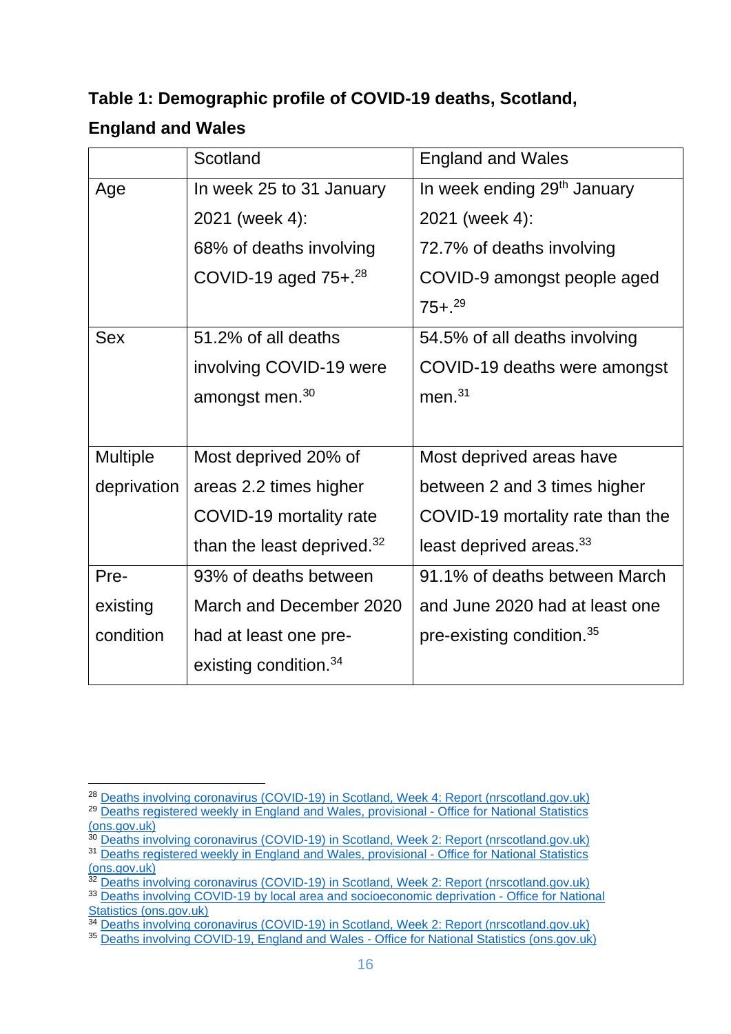**Table 1: Demographic profile of COVID-19 deaths, Scotland, England and Wales**

| | Scotland | England and Wales |
|---|---|---|
| Age | In week 25 to 31 January 2021 (week 4): 68% of deaths involving COVID-19 aged 75+.[28] | In week ending 29th January 2021 (week 4): 72.7% of deaths involving COVID-9 amongst people aged 75+.[29] |
| Sex | 51.2% of all deaths involving COVID-19 were amongst men.[30] | 54.5% of all deaths involving COVID-19 deaths were amongst men.[31] |
| Multiple deprivation | Most deprived 20% of areas 2.2 times higher COVID-19 mortality rate than the least deprived.[32] | Most deprived areas have between 2 and 3 times higher COVID-19 mortality rate than the least deprived areas.[33] |
| Pre-existing condition | 93% of deaths between March and December 2020 had at least one pre-existing condition.[34] | 91.1% of deaths between March and June 2020 had at least one pre-existing condition.[35] |

[28] Deaths involving coronavirus (COVID-19) in Scotland, Week 4: Report (nrscotland.gov.uk)
[29] Deaths registered weekly in England and Wales, provisional - Office for National Statistics (ons.gov.uk)
[30] Deaths involving coronavirus (COVID-19) in Scotland, Week 2: Report (nrscotland.gov.uk)
[31] Deaths registered weekly in England and Wales, provisional - Office for National Statistics (ons.gov.uk)
[32] Deaths involving coronavirus (COVID-19) in Scotland, Week 2: Report (nrscotland.gov.uk)
[33] Deaths involving COVID-19 by local area and socioeconomic deprivation - Office for National Statistics (ons.gov.uk)
[34] Deaths involving coronavirus (COVID-19) in Scotland, Week 2: Report (nrscotland.gov.uk)
[35] Deaths involving COVID-19, England and Wales - Office for National Statistics (ons.gov.uk)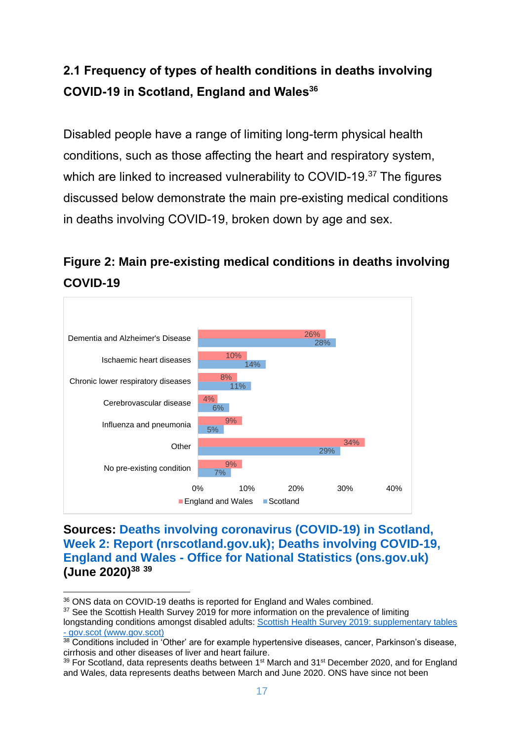### 2.1 Frequency of types of health conditions in deaths involving COVID-19 in Scotland, England and Wales[36]

Disabled people have a range of limiting long-term physical health conditions, such as those affecting the heart and respiratory system, which are linked to increased vulnerability to COVID-19.[37] The figures discussed below demonstrate the main pre-existing medical conditions in deaths involving COVID-19, broken down by age and sex.

### Figure 2: Main pre-existing medical conditions in deaths involving COVID-19

| Condition | England and Wales | Scotland |
|---|---|---|
| Dementia and Alzheimer's Disease | 26% | 28% |
| Ischaemic heart diseases | 10% | 14% |
| Chronic lower respiratory diseases | 8% | 11% |
| Cerebrovascular disease | 4% | 6% |
| Influenza and pneumonia | 9% | 5% |
| Other | 34% | 29% |
| No pre-existing condition | 9% | 7% |

**Sources: Deaths involving coronavirus (COVID-19) in Scotland, Week 2: Report (nrscotland.gov.uk); Deaths involving COVID-19, England and Wales - Office for National Statistics (ons.gov.uk) (June 2020)[38] [39]**

---

[36] ONS data on COVID-19 deaths is reported for England and Wales combined.

[37] See the Scottish Health Survey 2019 for more information on the prevalence of limiting longstanding conditions amongst disabled adults: Scottish Health Survey 2019: supplementary tables - gov.scot (www.gov.scot)

[38] Conditions included in 'Other' are for example hypertensive diseases, cancer, Parkinson's disease, cirrhosis and other diseases of liver and heart failure.

[39] For Scotland, data represents deaths between 1st March and 31st December 2020, and for England and Wales, data represents deaths between March and June 2020. ONS have since not been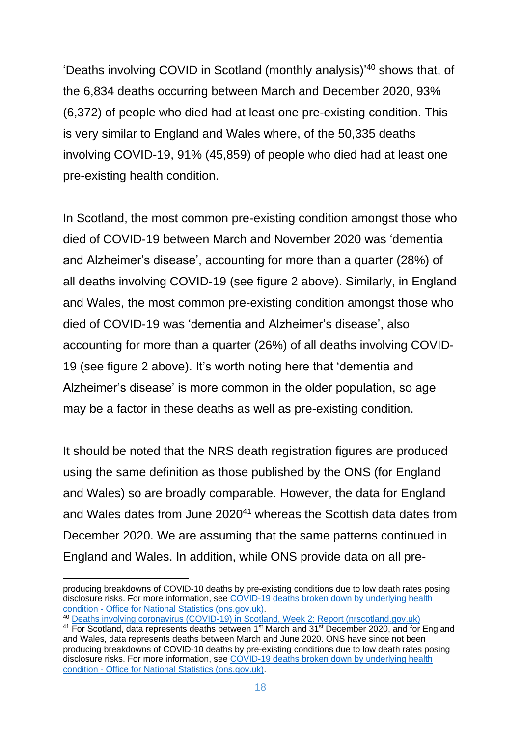'Deaths involving COVID in Scotland (monthly analysis)'[40] shows that, of the 6,834 deaths occurring between March and December 2020, 93% (6,372) of people who died had at least one pre-existing condition. This is very similar to England and Wales where, of the 50,335 deaths involving COVID-19, 91% (45,859) of people who died had at least one pre-existing health condition.

In Scotland, the most common pre-existing condition amongst those who died of COVID-19 between March and November 2020 was 'dementia and Alzheimer's disease', accounting for more than a quarter (28%) of all deaths involving COVID-19 (see figure 2 above). Similarly, in England and Wales, the most common pre-existing condition amongst those who died of COVID-19 was 'dementia and Alzheimer's disease', also accounting for more than a quarter (26%) of all deaths involving COVID-19 (see figure 2 above). It's worth noting here that 'dementia and Alzheimer's disease' is more common in the older population, so age may be a factor in these deaths as well as pre-existing condition.

It should be noted that the NRS death registration figures are produced using the same definition as those published by the ONS (for England and Wales) so are broadly comparable. However, the data for England and Wales dates from June 2020[41] whereas the Scottish data dates from December 2020. We are assuming that the same patterns continued in England and Wales. In addition, while ONS provide data on all pre-

---

producing breakdowns of COVID-10 deaths by pre-existing conditions due to low death rates posing disclosure risks. For more information, see [COVID-19 deaths broken down by underlying health condition - Office for National Statistics (ons.gov.uk)](ons.gov.uk).

[40] [Deaths involving coronavirus (COVID-19) in Scotland, Week 2: Report (nrscotland.gov.uk)](nrscotland.gov.uk)

[41] For Scotland, data represents deaths between 1st March and 31st December 2020, and for England and Wales, data represents deaths between March and June 2020. ONS have since not been producing breakdowns of COVID-10 deaths by pre-existing conditions due to low death rates posing disclosure risks. For more information, see [COVID-19 deaths broken down by underlying health condition - Office for National Statistics (ons.gov.uk)](ons.gov.uk).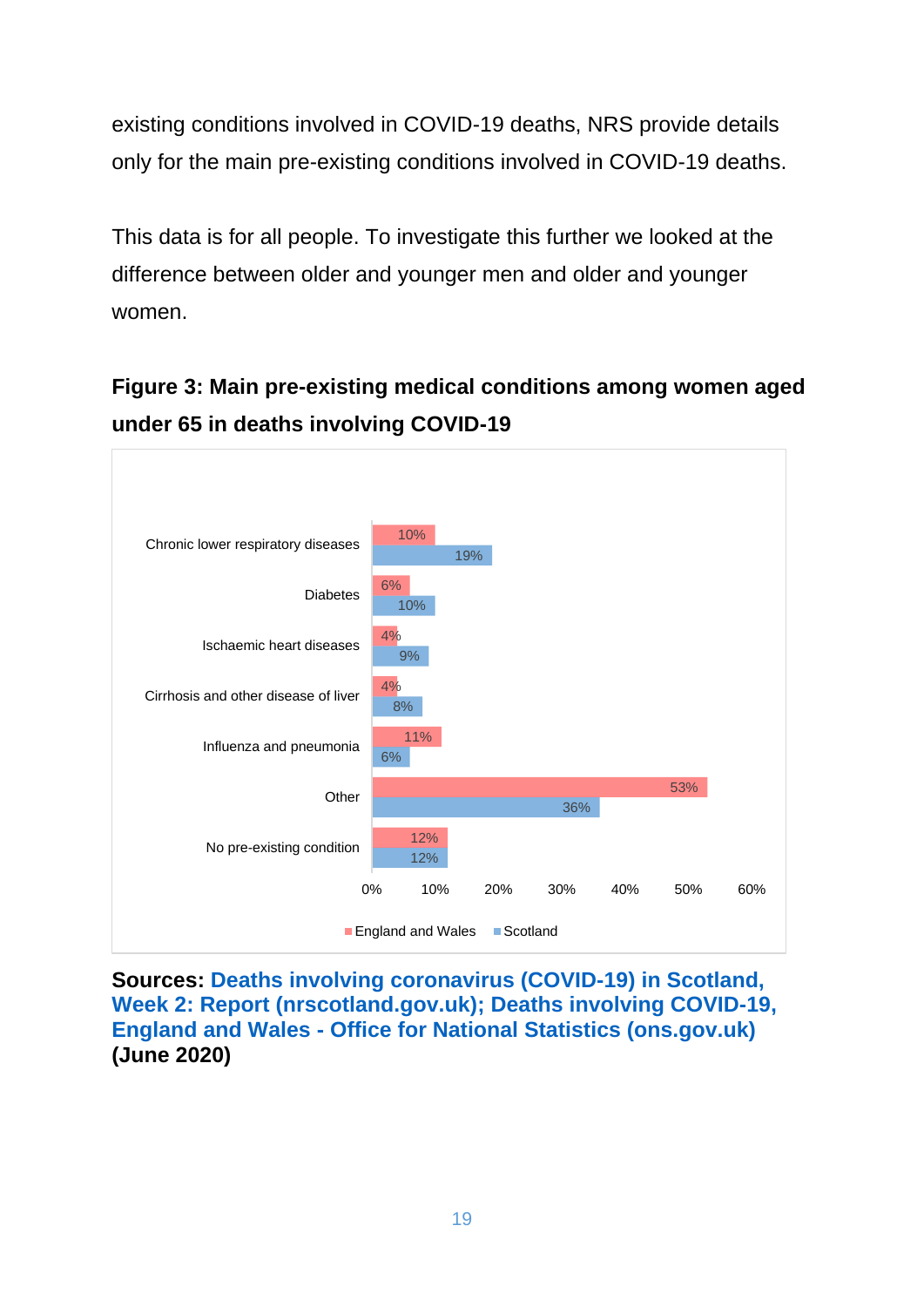existing conditions involved in COVID-19 deaths, NRS provide details only for the main pre-existing conditions involved in COVID-19 deaths.

This data is for all people. To investigate this further we looked at the difference between older and younger men and older and younger women.

**Figure 3: Main pre-existing medical conditions among women aged under 65 in deaths involving COVID-19**

| Condition | England and Wales | Scotland |
|---|---|---|
| Chronic lower respiratory diseases | 10% | 19% |
| Diabetes | 6% | 10% |
| Ischaemic heart diseases | 4% | 9% |
| Cirrhosis and other disease of liver | 4% | 8% |
| Influenza and pneumonia | 11% | 6% |
| Other | 53% | 36% |
| No pre-existing condition | 12% | 12% |

**Sources: Deaths involving coronavirus (COVID-19) in Scotland, Week 2: Report (nrscotland.gov.uk); Deaths involving COVID-19, England and Wales - Office for National Statistics (ons.gov.uk) (June 2020)**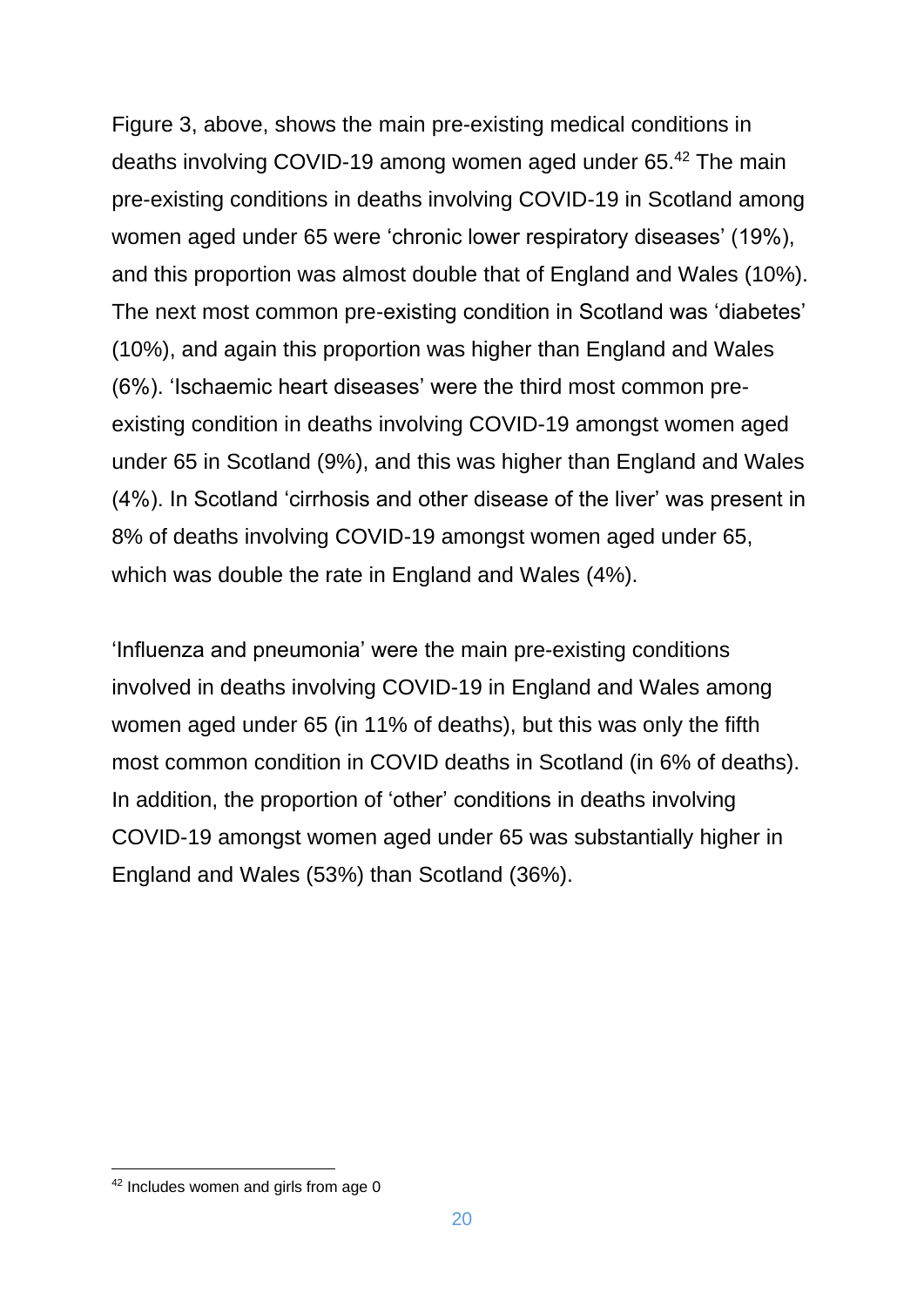Figure 3, above, shows the main pre-existing medical conditions in deaths involving COVID-19 among women aged under 65.[42] The main pre-existing conditions in deaths involving COVID-19 in Scotland among women aged under 65 were 'chronic lower respiratory diseases' (19%), and this proportion was almost double that of England and Wales (10%). The next most common pre-existing condition in Scotland was 'diabetes' (10%), and again this proportion was higher than England and Wales (6%). 'Ischaemic heart diseases' were the third most common pre-existing condition in deaths involving COVID-19 amongst women aged under 65 in Scotland (9%), and this was higher than England and Wales (4%). In Scotland 'cirrhosis and other disease of the liver' was present in 8% of deaths involving COVID-19 amongst women aged under 65, which was double the rate in England and Wales (4%).

'Influenza and pneumonia' were the main pre-existing conditions involved in deaths involving COVID-19 in England and Wales among women aged under 65 (in 11% of deaths), but this was only the fifth most common condition in COVID deaths in Scotland (in 6% of deaths). In addition, the proportion of 'other' conditions in deaths involving COVID-19 amongst women aged under 65 was substantially higher in England and Wales (53%) than Scotland (36%).

[42] Includes women and girls from age 0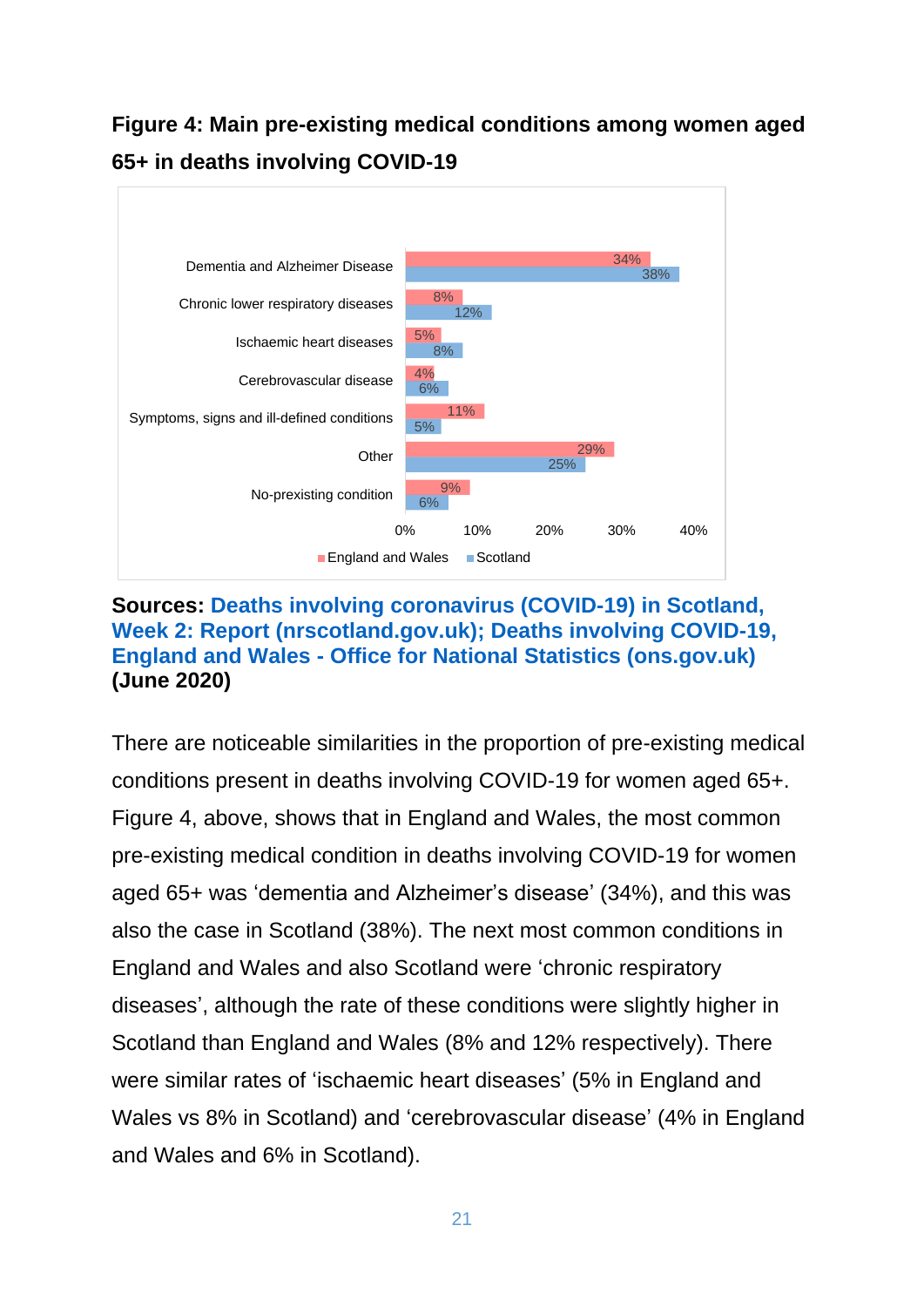**Figure 4: Main pre-existing medical conditions among women aged 65+ in deaths involving COVID-19**

| Condition | England and Wales | Scotland |
|---|---|---|
| Dementia and Alzheimer Disease | 34% | 38% |
| Chronic lower respiratory diseases | 8% | 12% |
| Ischaemic heart diseases | 5% | 8% |
| Cerebrovascular disease | 4% | 6% |
| Symptoms, signs and ill-defined conditions | 11% | 5% |
| Other | 29% | 25% |
| No-prexisting condition | 9% | 6% |

**Sources: Deaths involving coronavirus (COVID-19) in Scotland, Week 2: Report (nrscotland.gov.uk); Deaths involving COVID-19, England and Wales - Office for National Statistics (ons.gov.uk) (June 2020)**

There are noticeable similarities in the proportion of pre-existing medical conditions present in deaths involving COVID-19 for women aged 65+. Figure 4, above, shows that in England and Wales, the most common pre-existing medical condition in deaths involving COVID-19 for women aged 65+ was 'dementia and Alzheimer's disease' (34%), and this was also the case in Scotland (38%). The next most common conditions in England and Wales and also Scotland were 'chronic respiratory diseases', although the rate of these conditions were slightly higher in Scotland than England and Wales (8% and 12% respectively). There were similar rates of 'ischaemic heart diseases' (5% in England and Wales vs 8% in Scotland) and 'cerebrovascular disease' (4% in England and Wales and 6% in Scotland).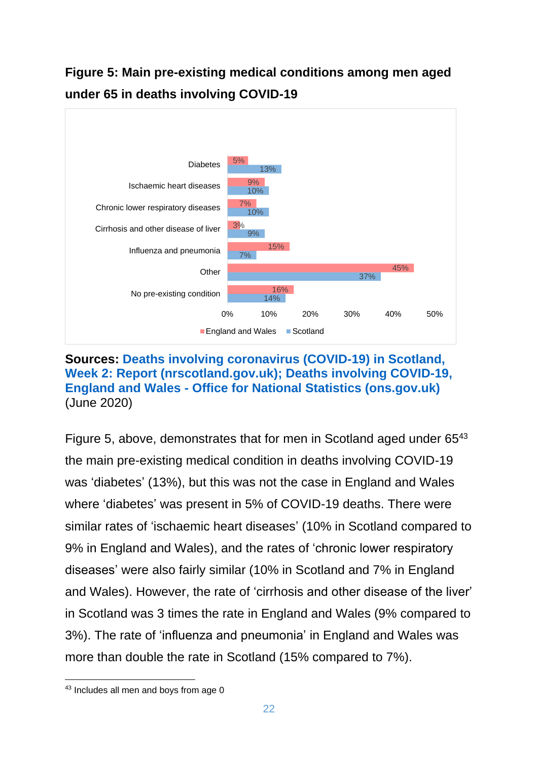**Figure 5: Main pre-existing medical conditions among men aged under 65 in deaths involving COVID-19**

| Condition | England and Wales | Scotland |
| --- | --- | --- |
| Diabetes | 5% | 13% |
| Ischaemic heart diseases | 9% | 10% |
| Chronic lower respiratory diseases | 7% | 10% |
| Cirrhosis and other disease of liver | 3% | 9% |
| Influenza and pneumonia | 15% | 7% |
| Other | 45% | 37% |
| No pre-existing condition | 16% | 14% |

**Sources:** **Deaths involving coronavirus (COVID-19) in Scotland, Week 2: Report (nrscotland.gov.uk); Deaths involving COVID-19, England and Wales - Office for National Statistics (ons.gov.uk)** (June 2020)

Figure 5, above, demonstrates that for men in Scotland aged under 65[43] the main pre-existing medical condition in deaths involving COVID-19 was 'diabetes' (13%), but this was not the case in England and Wales where 'diabetes' was present in 5% of COVID-19 deaths. There were similar rates of 'ischaemic heart diseases' (10% in Scotland compared to 9% in England and Wales), and the rates of 'chronic lower respiratory diseases' were also fairly similar (10% in Scotland and 7% in England and Wales). However, the rate of 'cirrhosis and other disease of the liver' in Scotland was 3 times the rate in England and Wales (9% compared to 3%). The rate of 'influenza and pneumonia' in England and Wales was more than double the rate in Scotland (15% compared to 7%).

[43] Includes all men and boys from age 0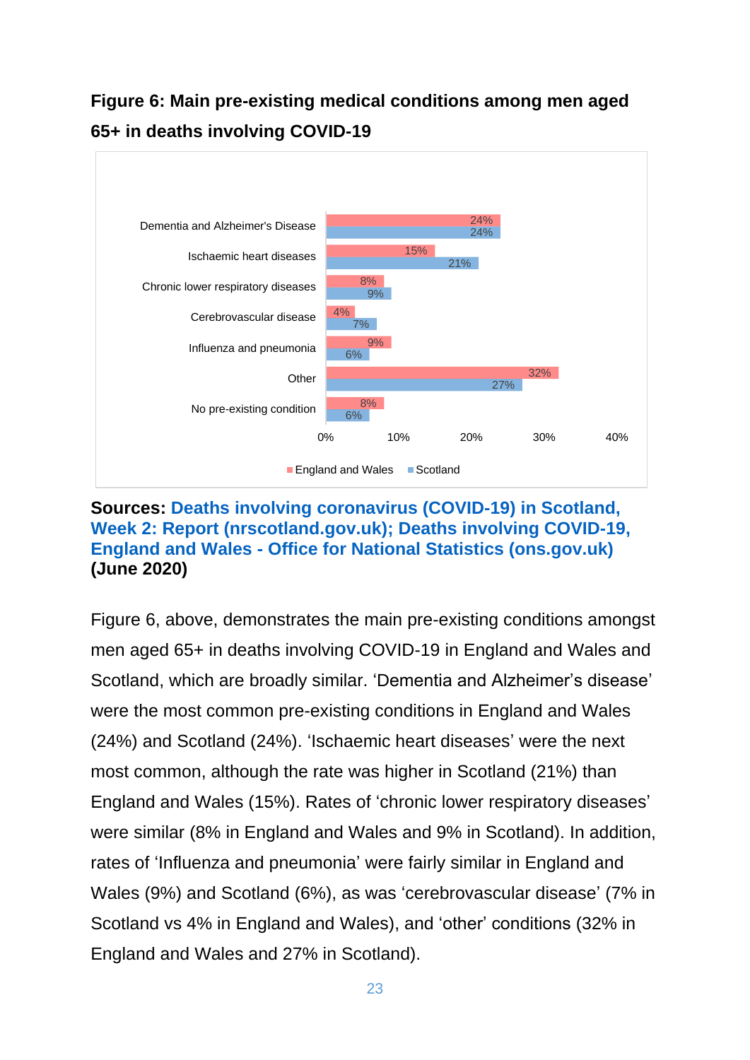**Figure 6: Main pre-existing medical conditions among men aged 65+ in deaths involving COVID-19**

| Condition | England and Wales | Scotland |
|---|---|---|
| Dementia and Alzheimer's Disease | 24% | 24% |
| Ischaemic heart diseases | 15% | 21% |
| Chronic lower respiratory diseases | 8% | 9% |
| Cerebrovascular disease | 4% | 7% |
| Influenza and pneumonia | 9% | 6% |
| Other | 32% | 27% |
| No pre-existing condition | 8% | 6% |

**Sources: Deaths involving coronavirus (COVID-19) in Scotland, Week 2: Report (nrscotland.gov.uk); Deaths involving COVID-19, England and Wales - Office for National Statistics (ons.gov.uk) (June 2020)**

Figure 6, above, demonstrates the main pre-existing conditions amongst men aged 65+ in deaths involving COVID-19 in England and Wales and Scotland, which are broadly similar. 'Dementia and Alzheimer's disease' were the most common pre-existing conditions in England and Wales (24%) and Scotland (24%). 'Ischaemic heart diseases' were the next most common, although the rate was higher in Scotland (21%) than England and Wales (15%). Rates of 'chronic lower respiratory diseases' were similar (8% in England and Wales and 9% in Scotland). In addition, rates of 'Influenza and pneumonia' were fairly similar in England and Wales (9%) and Scotland (6%), as was 'cerebrovascular disease' (7% in Scotland vs 4% in England and Wales), and 'other' conditions (32% in England and Wales and 27% in Scotland).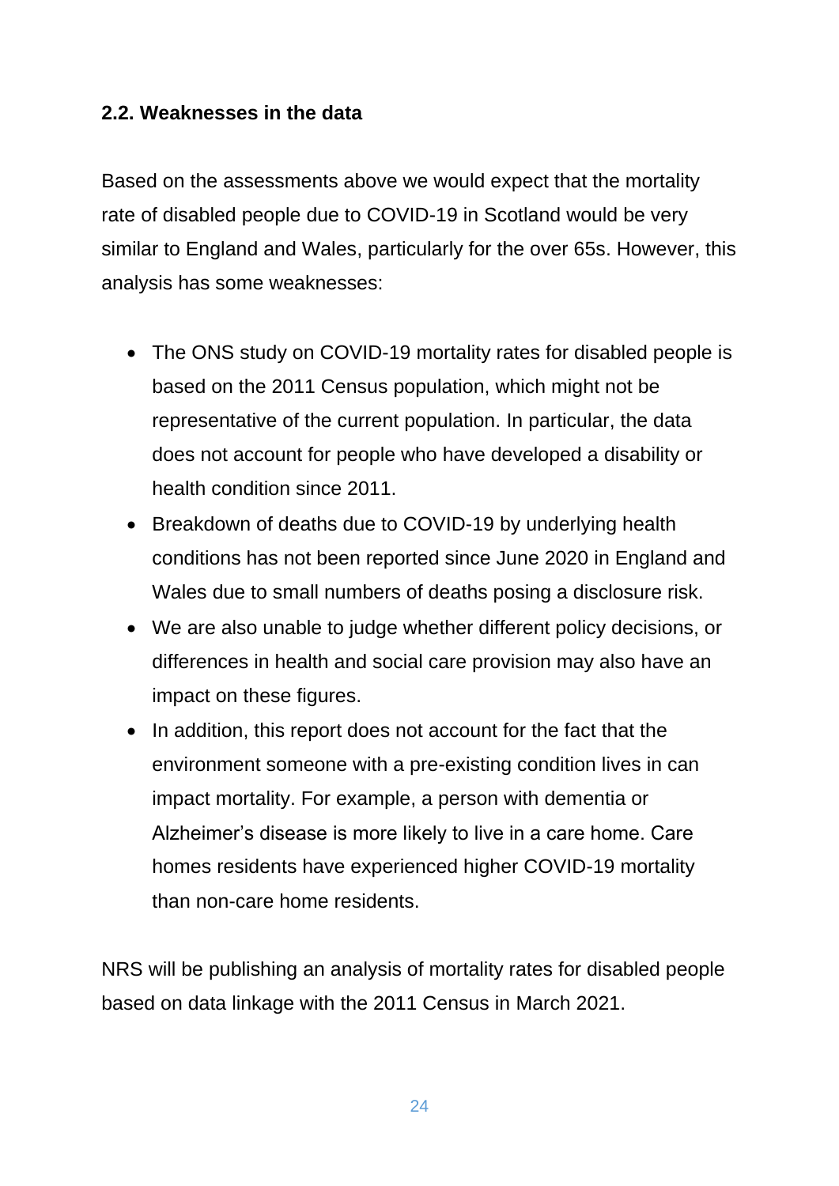### 2.2. Weaknesses in the data

Based on the assessments above we would expect that the mortality rate of disabled people due to COVID-19 in Scotland would be very similar to England and Wales, particularly for the over 65s. However, this analysis has some weaknesses:

- The ONS study on COVID-19 mortality rates for disabled people is based on the 2011 Census population, which might not be representative of the current population. In particular, the data does not account for people who have developed a disability or health condition since 2011.
- Breakdown of deaths due to COVID-19 by underlying health conditions has not been reported since June 2020 in England and Wales due to small numbers of deaths posing a disclosure risk.
- We are also unable to judge whether different policy decisions, or differences in health and social care provision may also have an impact on these figures.
- In addition, this report does not account for the fact that the environment someone with a pre-existing condition lives in can impact mortality. For example, a person with dementia or Alzheimer's disease is more likely to live in a care home. Care homes residents have experienced higher COVID-19 mortality than non-care home residents.

NRS will be publishing an analysis of mortality rates for disabled people based on data linkage with the 2011 Census in March 2021.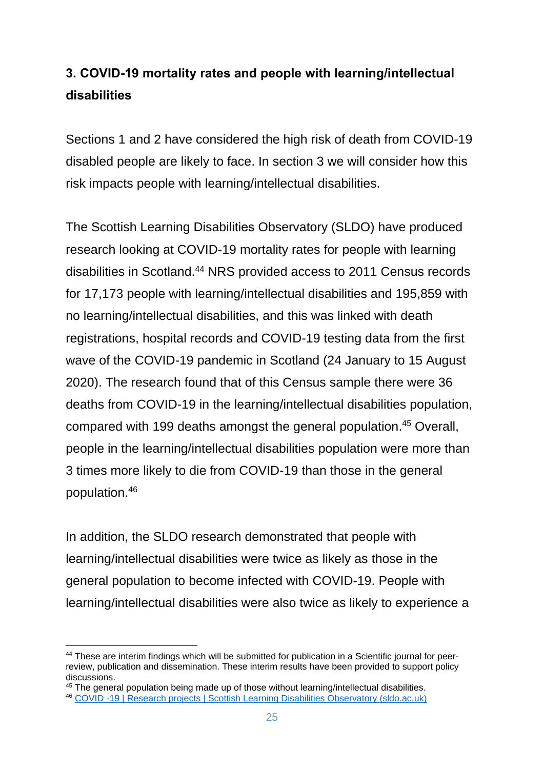## 3. COVID-19 mortality rates and people with learning/intellectual disabilities

Sections 1 and 2 have considered the high risk of death from COVID-19 disabled people are likely to face. In section 3 we will consider how this risk impacts people with learning/intellectual disabilities.

The Scottish Learning Disabilities Observatory (SLDO) have produced research looking at COVID-19 mortality rates for people with learning disabilities in Scotland.[44] NRS provided access to 2011 Census records for 17,173 people with learning/intellectual disabilities and 195,859 with no learning/intellectual disabilities, and this was linked with death registrations, hospital records and COVID-19 testing data from the first wave of the COVID-19 pandemic in Scotland (24 January to 15 August 2020). The research found that of this Census sample there were 36 deaths from COVID-19 in the learning/intellectual disabilities population, compared with 199 deaths amongst the general population.[45] Overall, people in the learning/intellectual disabilities population were more than 3 times more likely to die from COVID-19 than those in the general population.[46]

In addition, the SLDO research demonstrated that people with learning/intellectual disabilities were twice as likely as those in the general population to become infected with COVID-19. People with learning/intellectual disabilities were also twice as likely to experience a

---

[44] These are interim findings which will be submitted for publication in a Scientific journal for peer-review, publication and dissemination. These interim results have been provided to support policy discussions.

[45] The general population being made up of those without learning/intellectual disabilities.

[46] [COVID -19 | Research projects | Scottish Learning Disabilities Observatory (sldo.ac.uk)]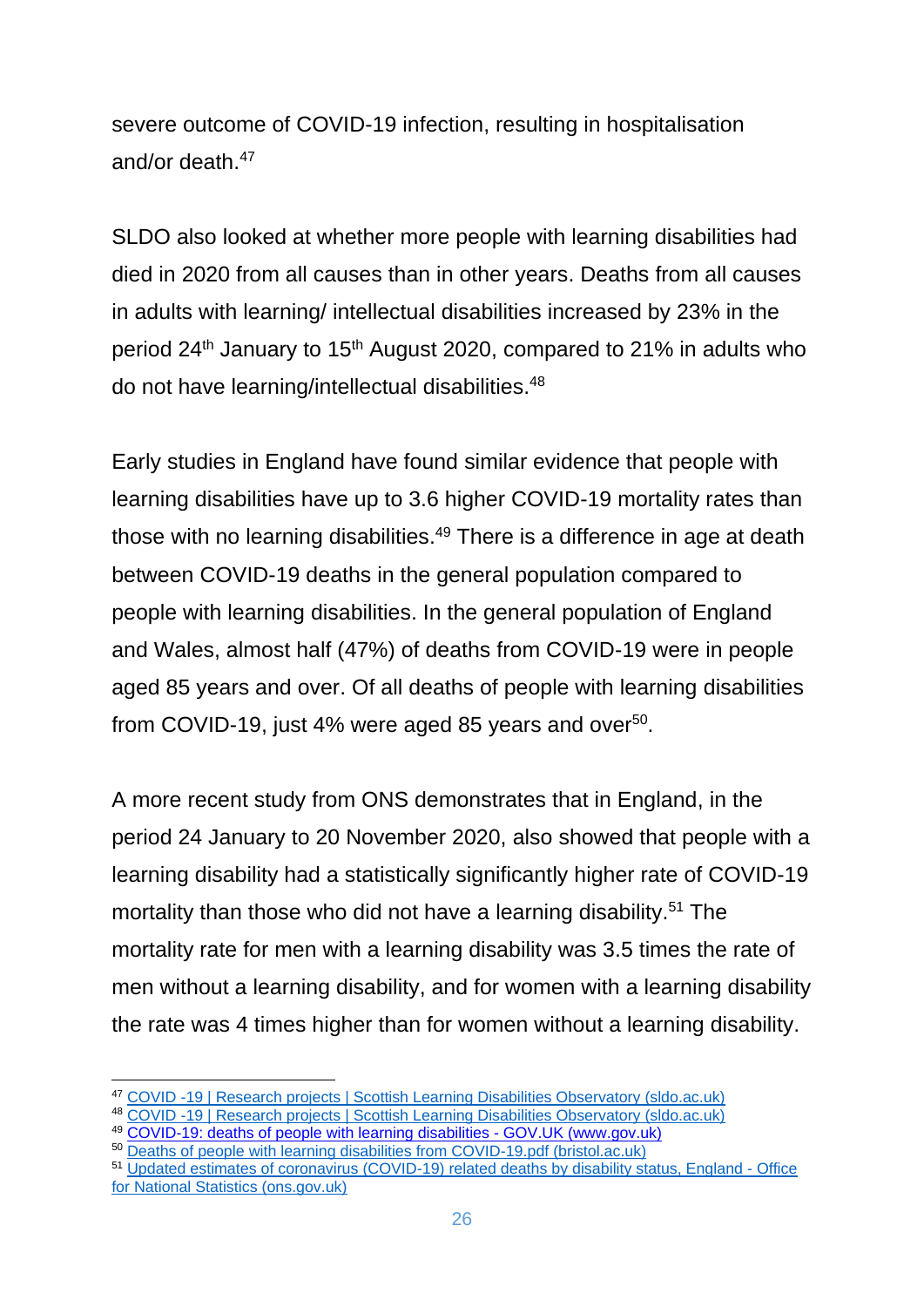severe outcome of COVID-19 infection, resulting in hospitalisation and/or death.[47]

SLDO also looked at whether more people with learning disabilities had died in 2020 from all causes than in other years. Deaths from all causes in adults with learning/ intellectual disabilities increased by 23% in the period 24th January to 15th August 2020, compared to 21% in adults who do not have learning/intellectual disabilities.[48]

Early studies in England have found similar evidence that people with learning disabilities have up to 3.6 higher COVID-19 mortality rates than those with no learning disabilities.[49] There is a difference in age at death between COVID-19 deaths in the general population compared to people with learning disabilities. In the general population of England and Wales, almost half (47%) of deaths from COVID-19 were in people aged 85 years and over. Of all deaths of people with learning disabilities from COVID-19, just 4% were aged 85 years and over[50].

A more recent study from ONS demonstrates that in England, in the period 24 January to 20 November 2020, also showed that people with a learning disability had a statistically significantly higher rate of COVID-19 mortality than those who did not have a learning disability.[51] The mortality rate for men with a learning disability was 3.5 times the rate of men without a learning disability, and for women with a learning disability the rate was 4 times higher than for women without a learning disability.

---

[47] COVID -19 | Research projects | Scottish Learning Disabilities Observatory (sldo.ac.uk)

[48] COVID -19 | Research projects | Scottish Learning Disabilities Observatory (sldo.ac.uk)

[49] COVID-19: deaths of people with learning disabilities - GOV.UK (www.gov.uk)

[50] Deaths of people with learning disabilities from COVID-19.pdf (bristol.ac.uk)

[51] Updated estimates of coronavirus (COVID-19) related deaths by disability status, England - Office for National Statistics (ons.gov.uk)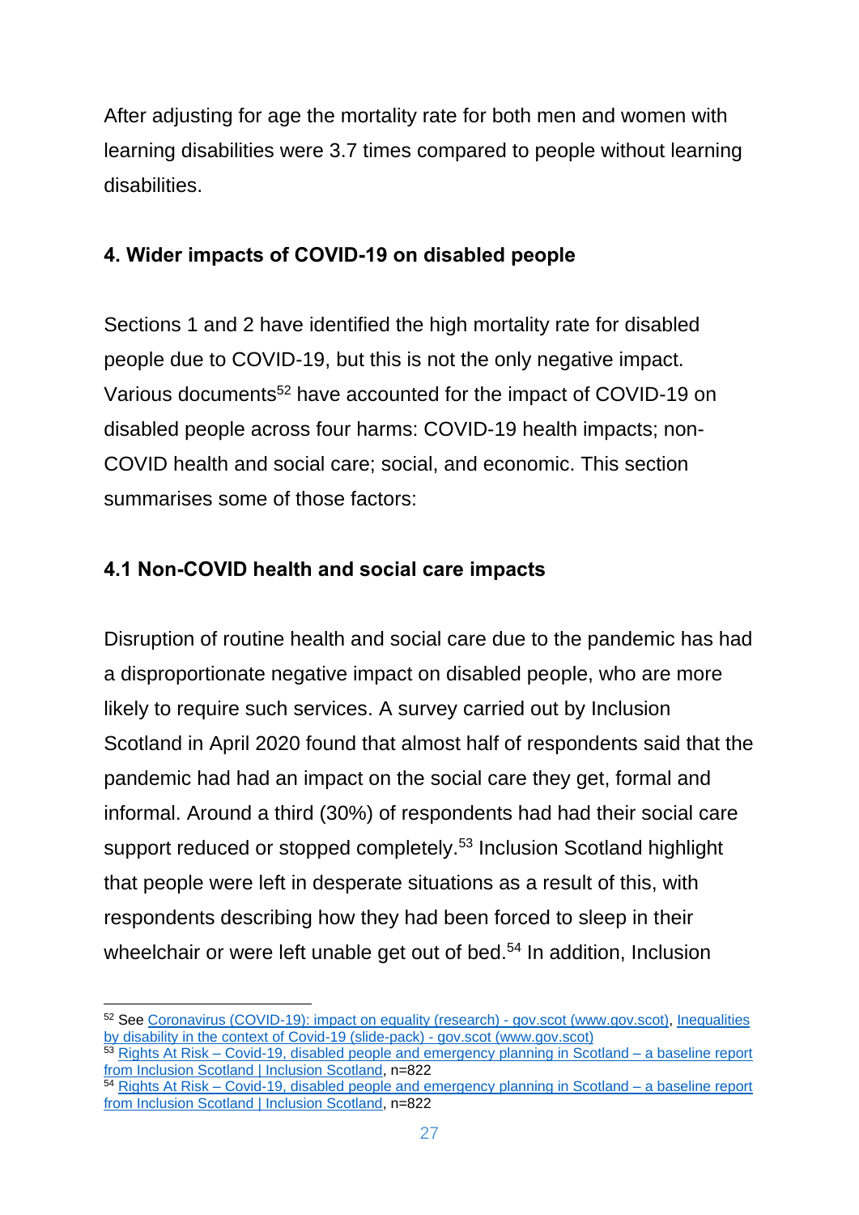After adjusting for age the mortality rate for both men and women with learning disabilities were 3.7 times compared to people without learning disabilities.

## 4. Wider impacts of COVID-19 on disabled people

Sections 1 and 2 have identified the high mortality rate for disabled people due to COVID-19, but this is not the only negative impact. Various documents[52] have accounted for the impact of COVID-19 on disabled people across four harms: COVID-19 health impacts; non-COVID health and social care; social, and economic. This section summarises some of those factors:

### 4.1 Non-COVID health and social care impacts

Disruption of routine health and social care due to the pandemic has had a disproportionate negative impact on disabled people, who are more likely to require such services. A survey carried out by Inclusion Scotland in April 2020 found that almost half of respondents said that the pandemic had had an impact on the social care they get, formal and informal. Around a third (30%) of respondents had had their social care support reduced or stopped completely.[53] Inclusion Scotland highlight that people were left in desperate situations as a result of this, with respondents describing how they had been forced to sleep in their wheelchair or were left unable get out of bed.[54] In addition, Inclusion

---

[52] See Coronavirus (COVID-19): impact on equality (research) - gov.scot (www.gov.scot), Inequalities by disability in the context of Covid-19 (slide-pack) - gov.scot (www.gov.scot)

[53] Rights At Risk – Covid-19, disabled people and emergency planning in Scotland – a baseline report from Inclusion Scotland | Inclusion Scotland, n=822

[54] Rights At Risk – Covid-19, disabled people and emergency planning in Scotland – a baseline report from Inclusion Scotland | Inclusion Scotland, n=822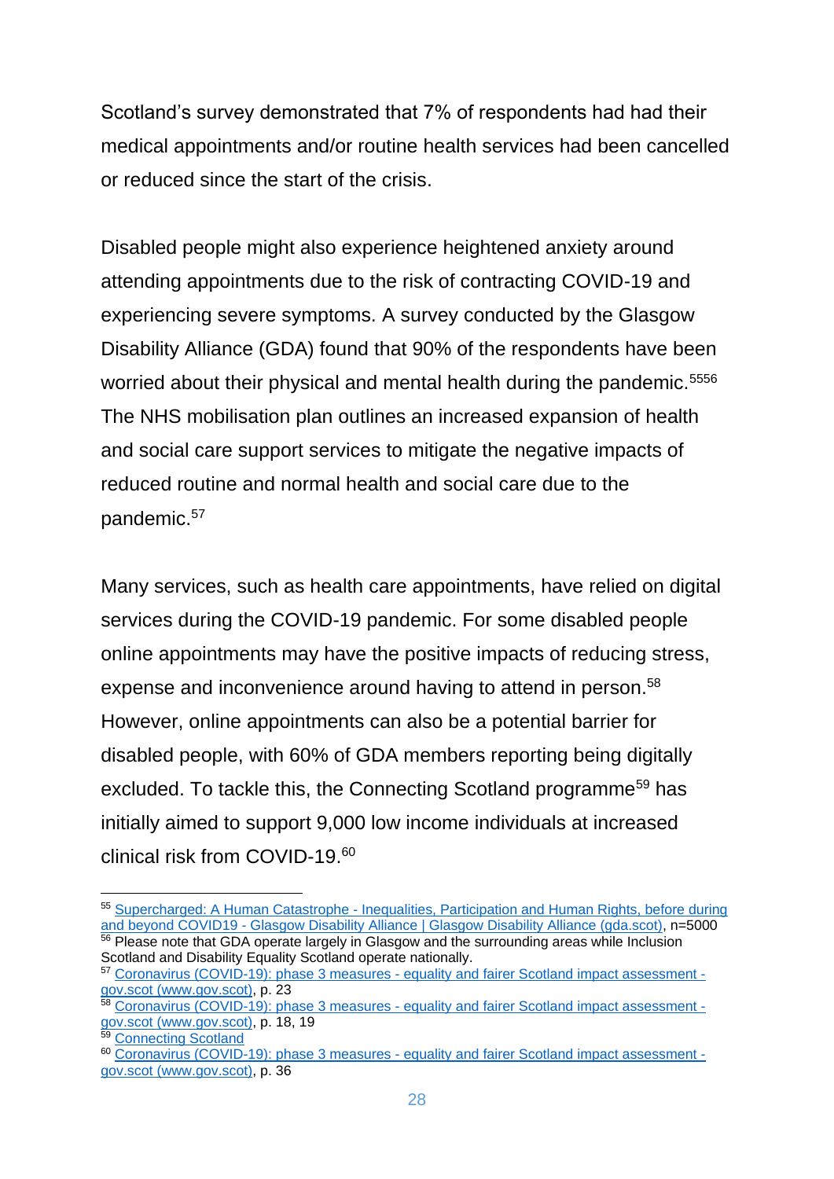Scotland's survey demonstrated that 7% of respondents had had their medical appointments and/or routine health services had been cancelled or reduced since the start of the crisis.

Disabled people might also experience heightened anxiety around attending appointments due to the risk of contracting COVID-19 and experiencing severe symptoms. A survey conducted by the Glasgow Disability Alliance (GDA) found that 90% of the respondents have been worried about their physical and mental health during the pandemic.[55][56] The NHS mobilisation plan outlines an increased expansion of health and social care support services to mitigate the negative impacts of reduced routine and normal health and social care due to the pandemic.[57]

Many services, such as health care appointments, have relied on digital services during the COVID-19 pandemic. For some disabled people online appointments may have the positive impacts of reducing stress, expense and inconvenience around having to attend in person.[58] However, online appointments can also be a potential barrier for disabled people, with 60% of GDA members reporting being digitally excluded. To tackle this, the Connecting Scotland programme[59] has initially aimed to support 9,000 low income individuals at increased clinical risk from COVID-19.[60]

---

[55] Supercharged: A Human Catastrophe - Inequalities, Participation and Human Rights, before during and beyond COVID19 - Glasgow Disability Alliance | Glasgow Disability Alliance (gda.scot), n=5000

[56] Please note that GDA operate largely in Glasgow and the surrounding areas while Inclusion Scotland and Disability Equality Scotland operate nationally.

[57] Coronavirus (COVID-19): phase 3 measures - equality and fairer Scotland impact assessment - gov.scot (www.gov.scot), p. 23

[58] Coronavirus (COVID-19): phase 3 measures - equality and fairer Scotland impact assessment - gov.scot (www.gov.scot), p. 18, 19

[59] Connecting Scotland

[60] Coronavirus (COVID-19): phase 3 measures - equality and fairer Scotland impact assessment - gov.scot (www.gov.scot), p. 36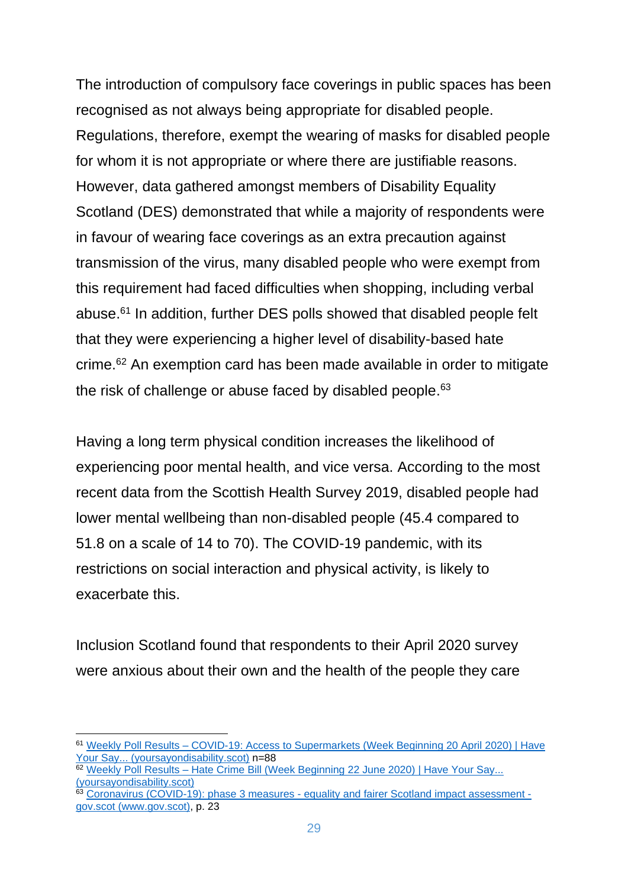The introduction of compulsory face coverings in public spaces has been recognised as not always being appropriate for disabled people. Regulations, therefore, exempt the wearing of masks for disabled people for whom it is not appropriate or where there are justifiable reasons. However, data gathered amongst members of Disability Equality Scotland (DES) demonstrated that while a majority of respondents were in favour of wearing face coverings as an extra precaution against transmission of the virus, many disabled people who were exempt from this requirement had faced difficulties when shopping, including verbal abuse.[61] In addition, further DES polls showed that disabled people felt that they were experiencing a higher level of disability-based hate crime.[62] An exemption card has been made available in order to mitigate the risk of challenge or abuse faced by disabled people.[63]

Having a long term physical condition increases the likelihood of experiencing poor mental health, and vice versa. According to the most recent data from the Scottish Health Survey 2019, disabled people had lower mental wellbeing than non-disabled people (45.4 compared to 51.8 on a scale of 14 to 70). The COVID-19 pandemic, with its restrictions on social interaction and physical activity, is likely to exacerbate this.

Inclusion Scotland found that respondents to their April 2020 survey were anxious about their own and the health of the people they care

---

[61] Weekly Poll Results – COVID-19: Access to Supermarkets (Week Beginning 20 April 2020) | Have Your Say... (yoursayondisability.scot) n=88

[62] Weekly Poll Results – Hate Crime Bill (Week Beginning 22 June 2020) | Have Your Say... (yoursayondisability.scot)

[63] Coronavirus (COVID-19): phase 3 measures - equality and fairer Scotland impact assessment - gov.scot (www.gov.scot), p. 23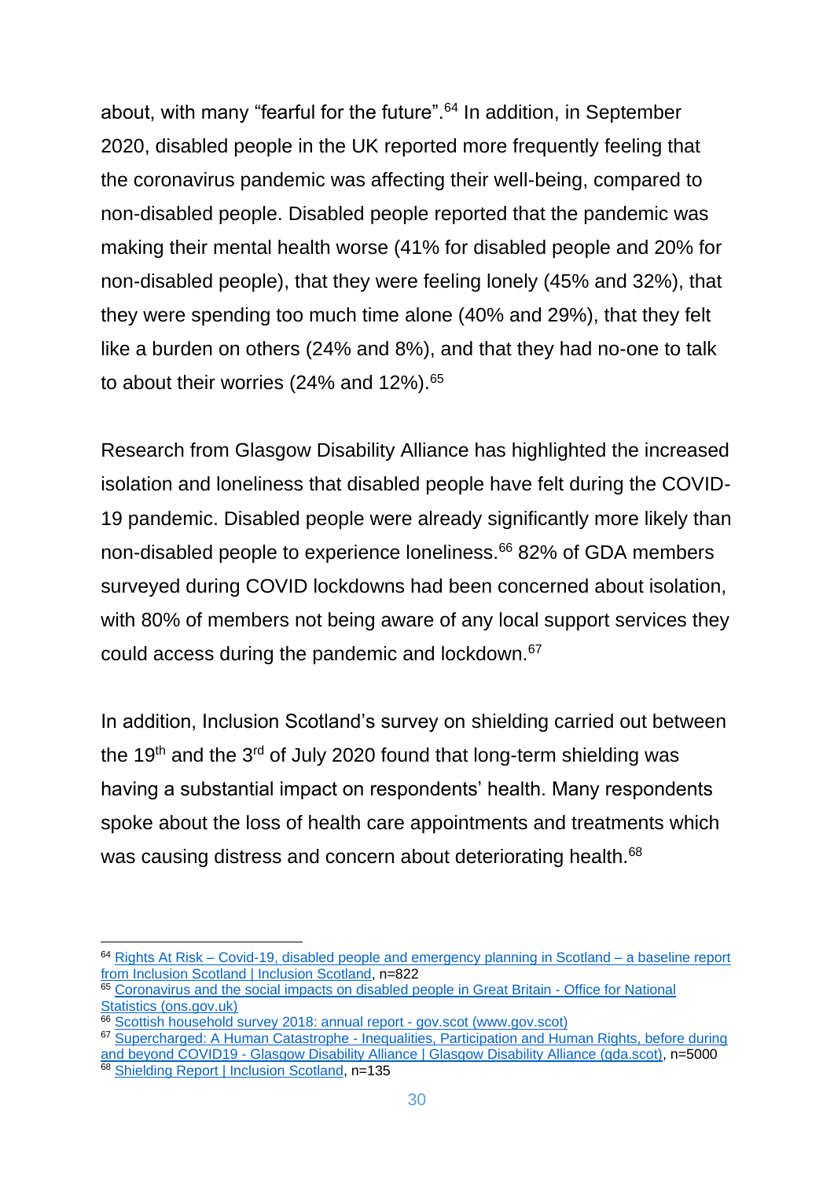about, with many "fearful for the future".[64] In addition, in September 2020, disabled people in the UK reported more frequently feeling that the coronavirus pandemic was affecting their well-being, compared to non-disabled people. Disabled people reported that the pandemic was making their mental health worse (41% for disabled people and 20% for non-disabled people), that they were feeling lonely (45% and 32%), that they were spending too much time alone (40% and 29%), that they felt like a burden on others (24% and 8%), and that they had no-one to talk to about their worries (24% and 12%).[65]

Research from Glasgow Disability Alliance has highlighted the increased isolation and loneliness that disabled people have felt during the COVID-19 pandemic. Disabled people were already significantly more likely than non-disabled people to experience loneliness.[66] 82% of GDA members surveyed during COVID lockdowns had been concerned about isolation, with 80% of members not being aware of any local support services they could access during the pandemic and lockdown.[67]

In addition, Inclusion Scotland's survey on shielding carried out between the 19th and the 3rd of July 2020 found that long-term shielding was having a substantial impact on respondents' health. Many respondents spoke about the loss of health care appointments and treatments which was causing distress and concern about deteriorating health.[68]

---

[64] Rights At Risk – Covid-19, disabled people and emergency planning in Scotland – a baseline report from Inclusion Scotland | Inclusion Scotland, n=822

[65] Coronavirus and the social impacts on disabled people in Great Britain - Office for National Statistics (ons.gov.uk)

[66] Scottish household survey 2018: annual report - gov.scot (www.gov.scot)

[67] Supercharged: A Human Catastrophe - Inequalities, Participation and Human Rights, before during and beyond COVID19 - Glasgow Disability Alliance | Glasgow Disability Alliance (gda.scot), n=5000

[68] Shielding Report | Inclusion Scotland, n=135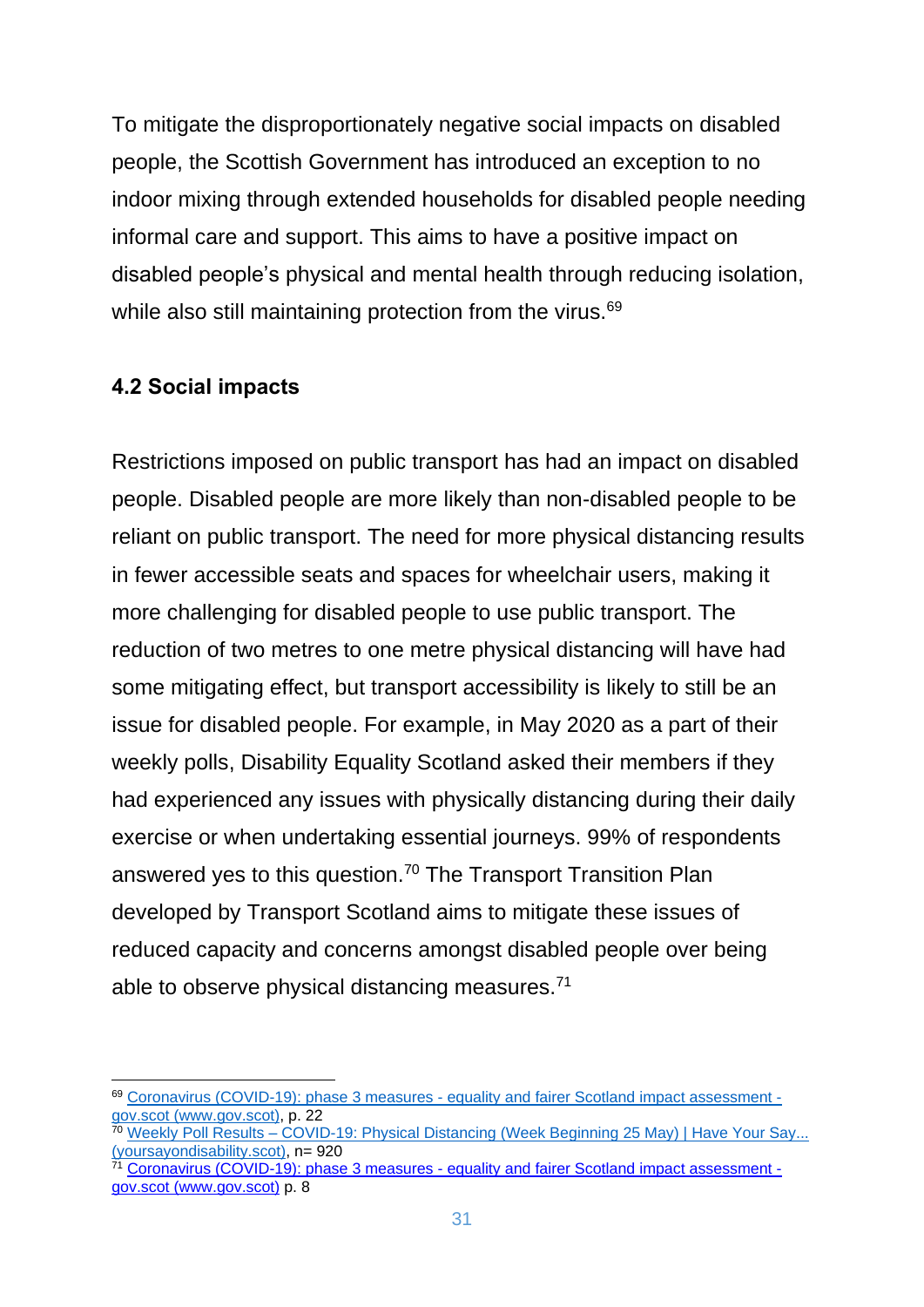To mitigate the disproportionately negative social impacts on disabled people, the Scottish Government has introduced an exception to no indoor mixing through extended households for disabled people needing informal care and support. This aims to have a positive impact on disabled people's physical and mental health through reducing isolation, while also still maintaining protection from the virus.[69]

### 4.2 Social impacts

Restrictions imposed on public transport has had an impact on disabled people. Disabled people are more likely than non-disabled people to be reliant on public transport. The need for more physical distancing results in fewer accessible seats and spaces for wheelchair users, making it more challenging for disabled people to use public transport. The reduction of two metres to one metre physical distancing will have had some mitigating effect, but transport accessibility is likely to still be an issue for disabled people. For example, in May 2020 as a part of their weekly polls, Disability Equality Scotland asked their members if they had experienced any issues with physically distancing during their daily exercise or when undertaking essential journeys. 99% of respondents answered yes to this question.[70] The Transport Transition Plan developed by Transport Scotland aims to mitigate these issues of reduced capacity and concerns amongst disabled people over being able to observe physical distancing measures.[71]

---

[69] Coronavirus (COVID-19): phase 3 measures - equality and fairer Scotland impact assessment - gov.scot (www.gov.scot), p. 22

[70] Weekly Poll Results – COVID-19: Physical Distancing (Week Beginning 25 May) | Have Your Say... (yoursayondisability.scot), n= 920

[71] Coronavirus (COVID-19): phase 3 measures - equality and fairer Scotland impact assessment - gov.scot (www.gov.scot) p. 8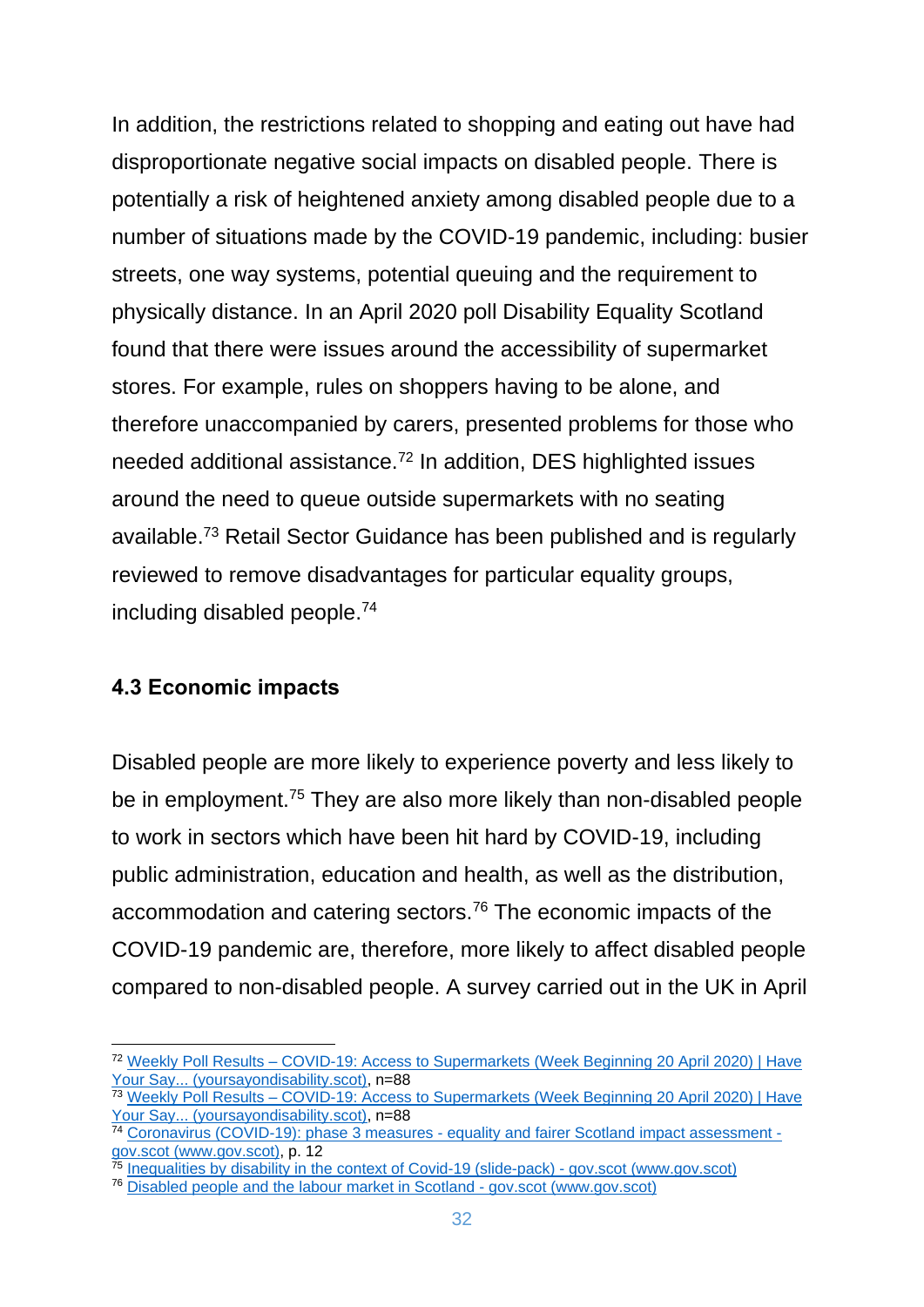In addition, the restrictions related to shopping and eating out have had disproportionate negative social impacts on disabled people. There is potentially a risk of heightened anxiety among disabled people due to a number of situations made by the COVID-19 pandemic, including: busier streets, one way systems, potential queuing and the requirement to physically distance. In an April 2020 poll Disability Equality Scotland found that there were issues around the accessibility of supermarket stores. For example, rules on shoppers having to be alone, and therefore unaccompanied by carers, presented problems for those who needed additional assistance.[72] In addition, DES highlighted issues around the need to queue outside supermarkets with no seating available.[73] Retail Sector Guidance has been published and is regularly reviewed to remove disadvantages for particular equality groups, including disabled people.[74]

### 4.3 Economic impacts

Disabled people are more likely to experience poverty and less likely to be in employment.[75] They are also more likely than non-disabled people to work in sectors which have been hit hard by COVID-19, including public administration, education and health, as well as the distribution, accommodation and catering sectors.[76] The economic impacts of the COVID-19 pandemic are, therefore, more likely to affect disabled people compared to non-disabled people. A survey carried out in the UK in April

---

[72] Weekly Poll Results – COVID-19: Access to Supermarkets (Week Beginning 20 April 2020) | Have Your Say... (yoursayondisability.scot), n=88

[73] Weekly Poll Results – COVID-19: Access to Supermarkets (Week Beginning 20 April 2020) | Have Your Say... (yoursayondisability.scot), n=88

[74] Coronavirus (COVID-19): phase 3 measures - equality and fairer Scotland impact assessment - gov.scot (www.gov.scot), p. 12

[75] Inequalities by disability in the context of Covid-19 (slide-pack) - gov.scot (www.gov.scot)

[76] Disabled people and the labour market in Scotland - gov.scot (www.gov.scot)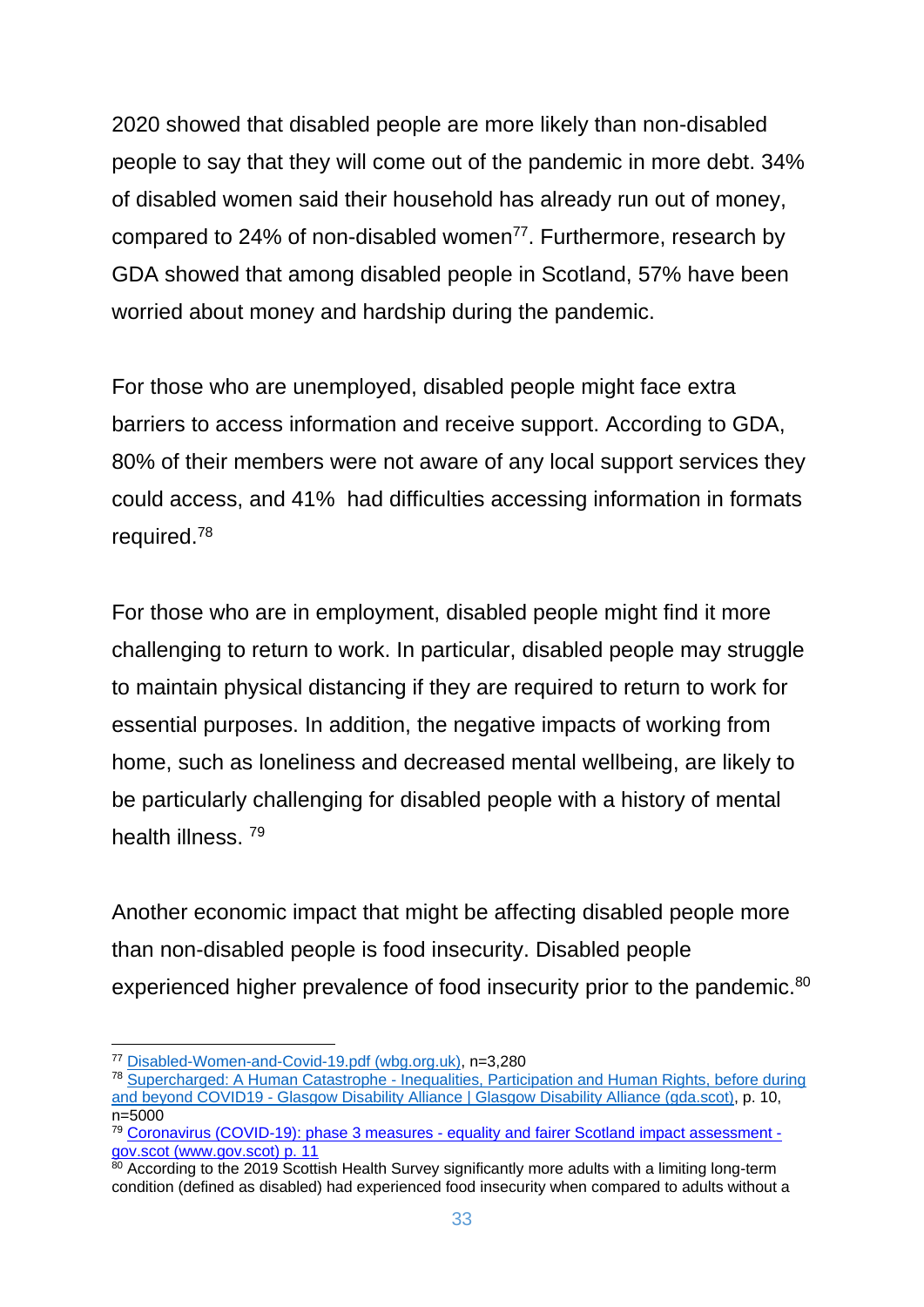2020 showed that disabled people are more likely than non-disabled people to say that they will come out of the pandemic in more debt. 34% of disabled women said their household has already run out of money, compared to 24% of non-disabled women[77]. Furthermore, research by GDA showed that among disabled people in Scotland, 57% have been worried about money and hardship during the pandemic.

For those who are unemployed, disabled people might face extra barriers to access information and receive support. According to GDA, 80% of their members were not aware of any local support services they could access, and 41% had difficulties accessing information in formats required.[78]

For those who are in employment, disabled people might find it more challenging to return to work. In particular, disabled people may struggle to maintain physical distancing if they are required to return to work for essential purposes. In addition, the negative impacts of working from home, such as loneliness and decreased mental wellbeing, are likely to be particularly challenging for disabled people with a history of mental health illness. [79]

Another economic impact that might be affecting disabled people more than non-disabled people is food insecurity. Disabled people experienced higher prevalence of food insecurity prior to the pandemic.[80]

---

[77] Disabled-Women-and-Covid-19.pdf (wbg.org.uk), n=3,280

[78] Supercharged: A Human Catastrophe - Inequalities, Participation and Human Rights, before during and beyond COVID19 - Glasgow Disability Alliance | Glasgow Disability Alliance (gda.scot), p. 10, n=5000

[79] Coronavirus (COVID-19): phase 3 measures - equality and fairer Scotland impact assessment - gov.scot (www.gov.scot) p. 11

[80] According to the 2019 Scottish Health Survey significantly more adults with a limiting long-term condition (defined as disabled) had experienced food insecurity when compared to adults without a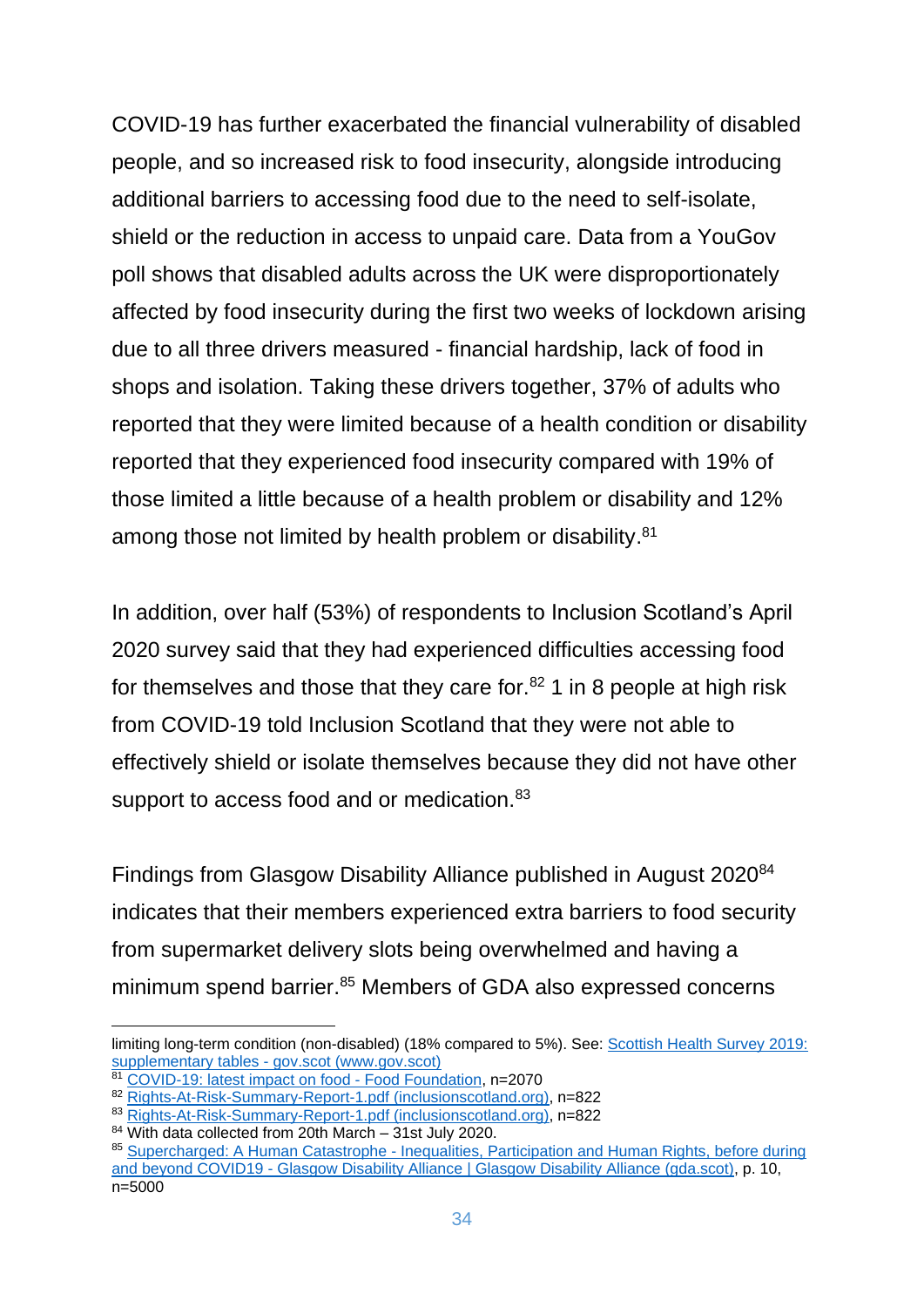COVID-19 has further exacerbated the financial vulnerability of disabled people, and so increased risk to food insecurity, alongside introducing additional barriers to accessing food due to the need to self-isolate, shield or the reduction in access to unpaid care. Data from a YouGov poll shows that disabled adults across the UK were disproportionately affected by food insecurity during the first two weeks of lockdown arising due to all three drivers measured - financial hardship, lack of food in shops and isolation. Taking these drivers together, 37% of adults who reported that they were limited because of a health condition or disability reported that they experienced food insecurity compared with 19% of those limited a little because of a health problem or disability and 12% among those not limited by health problem or disability.[81]

In addition, over half (53%) of respondents to Inclusion Scotland's April 2020 survey said that they had experienced difficulties accessing food for themselves and those that they care for.[82] 1 in 8 people at high risk from COVID-19 told Inclusion Scotland that they were not able to effectively shield or isolate themselves because they did not have other support to access food and or medication.[83]

Findings from Glasgow Disability Alliance published in August 2020[84] indicates that their members experienced extra barriers to food security from supermarket delivery slots being overwhelmed and having a minimum spend barrier.[85] Members of GDA also expressed concerns

---

limiting long-term condition (non-disabled) (18% compared to 5%). See: Scottish Health Survey 2019: supplementary tables - gov.scot (www.gov.scot)

[81] COVID-19: latest impact on food - Food Foundation, n=2070

[82] Rights-At-Risk-Summary-Report-1.pdf (inclusionscotland.org), n=822

[83] Rights-At-Risk-Summary-Report-1.pdf (inclusionscotland.org), n=822

[84] With data collected from 20th March – 31st July 2020.

[85] Supercharged: A Human Catastrophe - Inequalities, Participation and Human Rights, before during and beyond COVID19 - Glasgow Disability Alliance | Glasgow Disability Alliance (gda.scot), p. 10, n=5000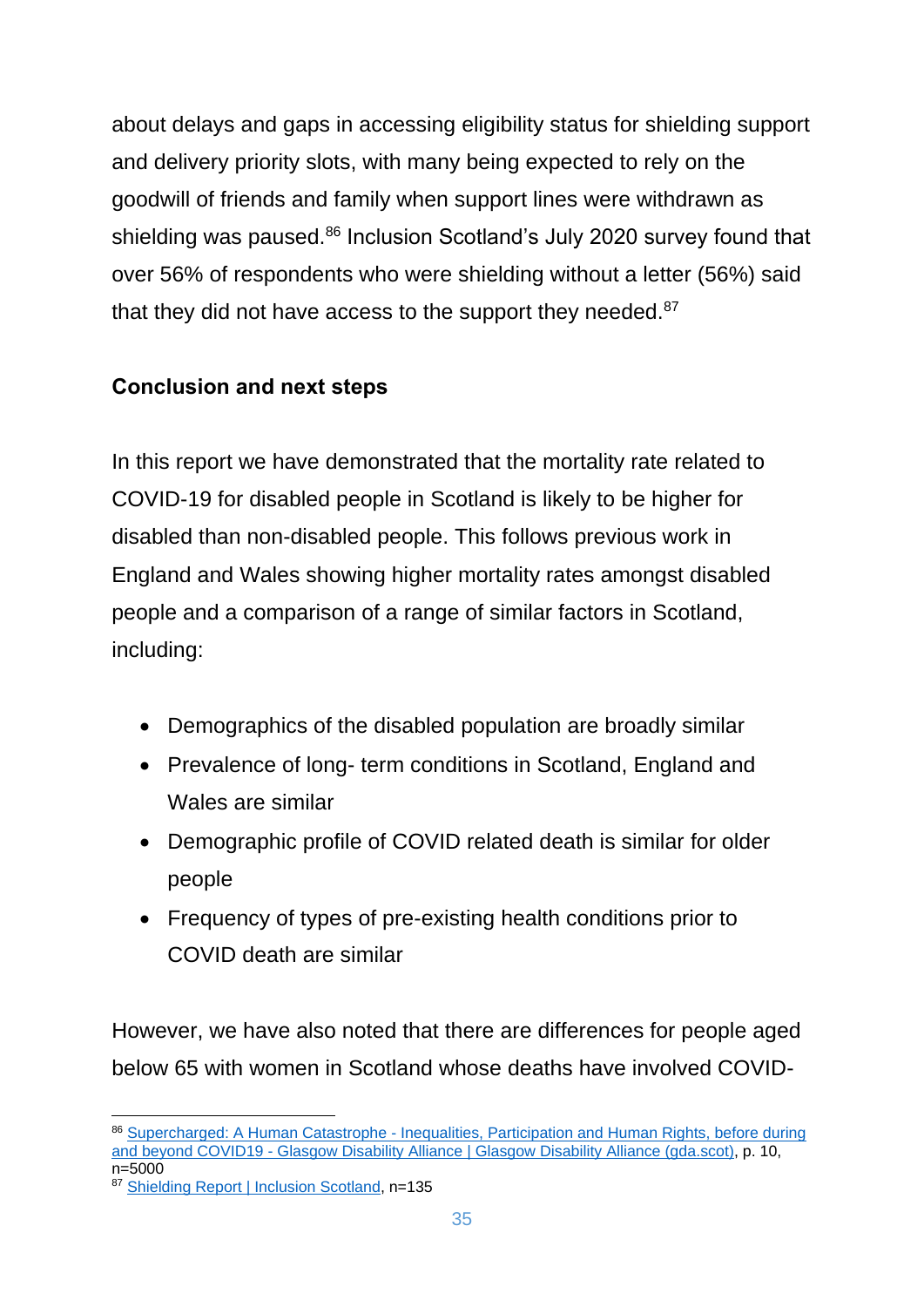about delays and gaps in accessing eligibility status for shielding support and delivery priority slots, with many being expected to rely on the goodwill of friends and family when support lines were withdrawn as shielding was paused.[86] Inclusion Scotland's July 2020 survey found that over 56% of respondents who were shielding without a letter (56%) said that they did not have access to the support they needed.[87]

## Conclusion and next steps

In this report we have demonstrated that the mortality rate related to COVID-19 for disabled people in Scotland is likely to be higher for disabled than non-disabled people. This follows previous work in England and Wales showing higher mortality rates amongst disabled people and a comparison of a range of similar factors in Scotland, including:

- Demographics of the disabled population are broadly similar
- Prevalence of long- term conditions in Scotland, England and Wales are similar
- Demographic profile of COVID related death is similar for older people
- Frequency of types of pre-existing health conditions prior to COVID death are similar

However, we have also noted that there are differences for people aged below 65 with women in Scotland whose deaths have involved COVID-

---

[86] Supercharged: A Human Catastrophe - Inequalities, Participation and Human Rights, before during and beyond COVID19 - Glasgow Disability Alliance | Glasgow Disability Alliance (gda.scot), p. 10, n=5000

[87] Shielding Report | Inclusion Scotland, n=135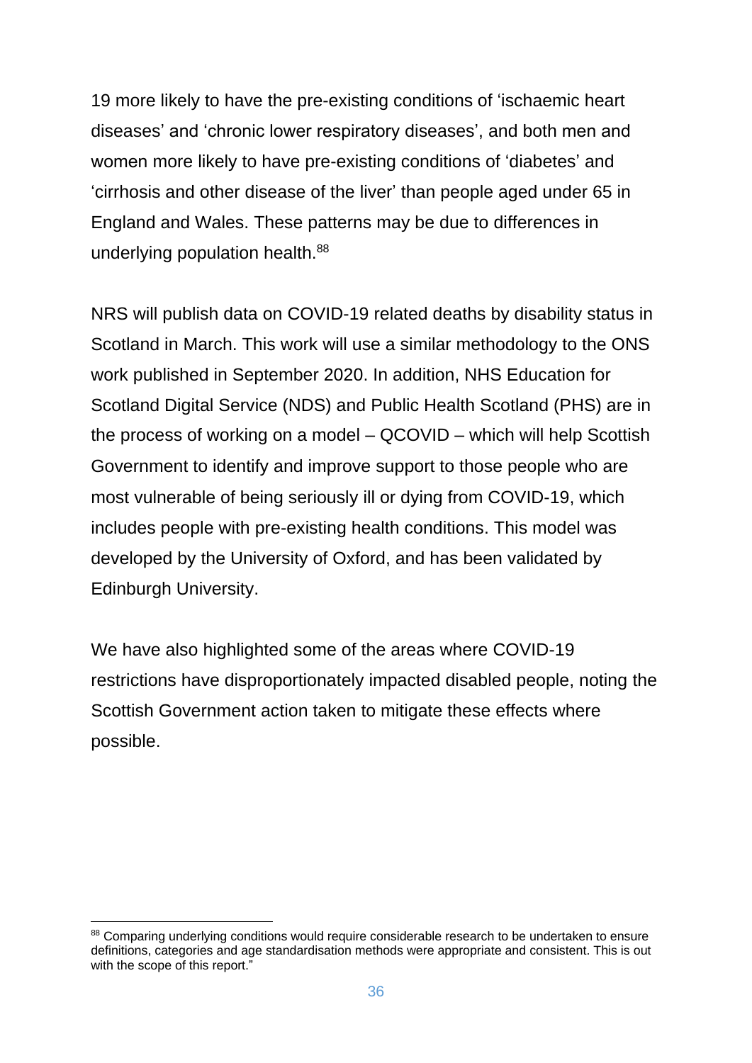19 more likely to have the pre-existing conditions of ‘ischaemic heart diseases’ and ‘chronic lower respiratory diseases’, and both men and women more likely to have pre-existing conditions of ‘diabetes’ and ‘cirrhosis and other disease of the liver’ than people aged under 65 in England and Wales. These patterns may be due to differences in underlying population health.[88]

NRS will publish data on COVID-19 related deaths by disability status in Scotland in March. This work will use a similar methodology to the ONS work published in September 2020. In addition, NHS Education for Scotland Digital Service (NDS) and Public Health Scotland (PHS) are in the process of working on a model – QCOVID – which will help Scottish Government to identify and improve support to those people who are most vulnerable of being seriously ill or dying from COVID-19, which includes people with pre-existing health conditions. This model was developed by the University of Oxford, and has been validated by Edinburgh University.

We have also highlighted some of the areas where COVID-19 restrictions have disproportionately impacted disabled people, noting the Scottish Government action taken to mitigate these effects where possible.

---

[88] Comparing underlying conditions would require considerable research to be undertaken to ensure definitions, categories and age standardisation methods were appropriate and consistent. This is out with the scope of this report.”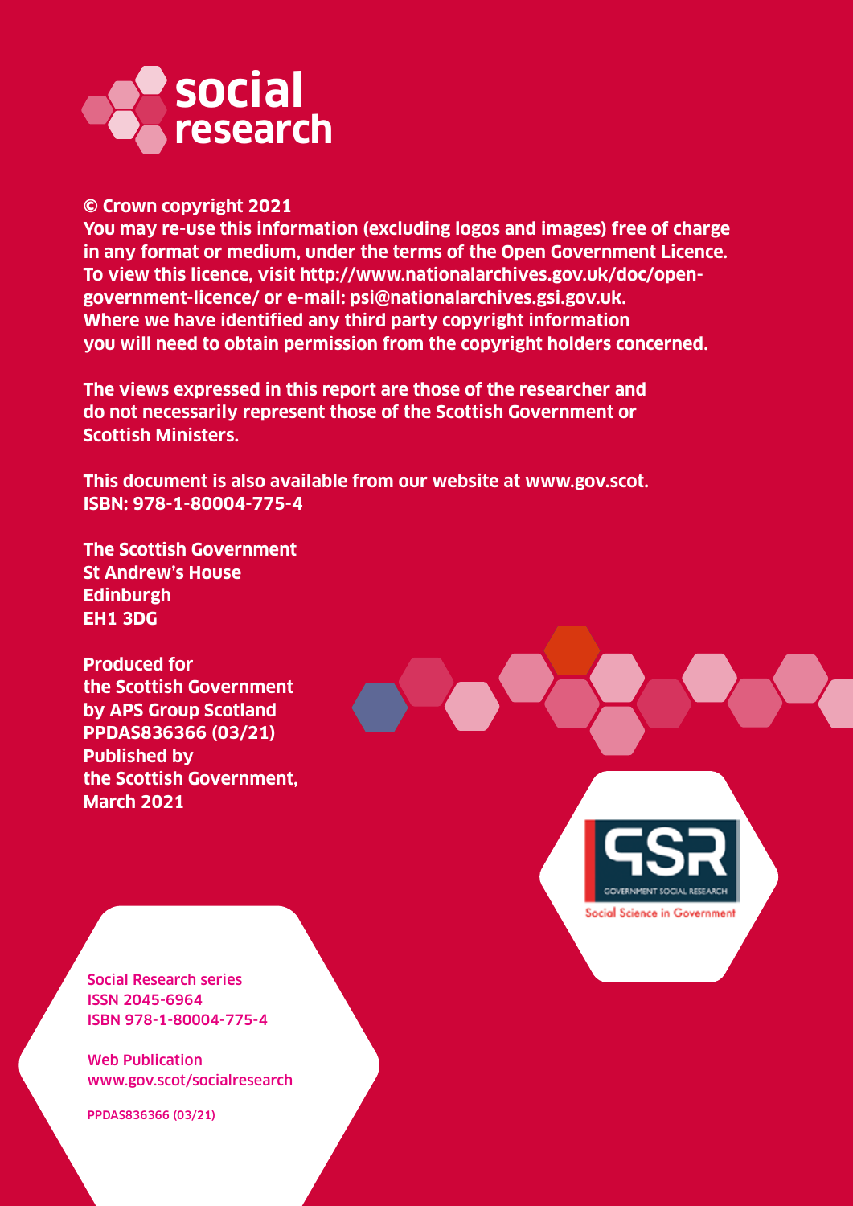social
research

**© Crown copyright 2021**
**You may re-use this information (excluding logos and images) free of charge in any format or medium, under the terms of the Open Government Licence. To view this licence, visit http://www.nationalarchives.gov.uk/doc/open-government-licence/ or e-mail: psi@nationalarchives.gsi.gov.uk. Where we have identified any third party copyright information you will need to obtain permission from the copyright holders concerned.**

**The views expressed in this report are those of the researcher and do not necessarily represent those of the Scottish Government or Scottish Ministers.**

**This document is also available from our website at www.gov.scot.**
**ISBN: 978-1-80004-775-4**

**The Scottish Government**
**St Andrew's House**
**Edinburgh**
**EH1 3DG**

**Produced for the Scottish Government by APS Group Scotland**
**PPDAS836366 (03/21)**
**Published by the Scottish Government, March 2021**

GSR
GOVERNMENT SOCIAL RESEARCH
Social Science in Government

Social Research series
ISSN 2045-6964
ISBN 978-1-80004-775-4

Web Publication
www.gov.scot/socialresearch

PPDAS836366 (03/21)